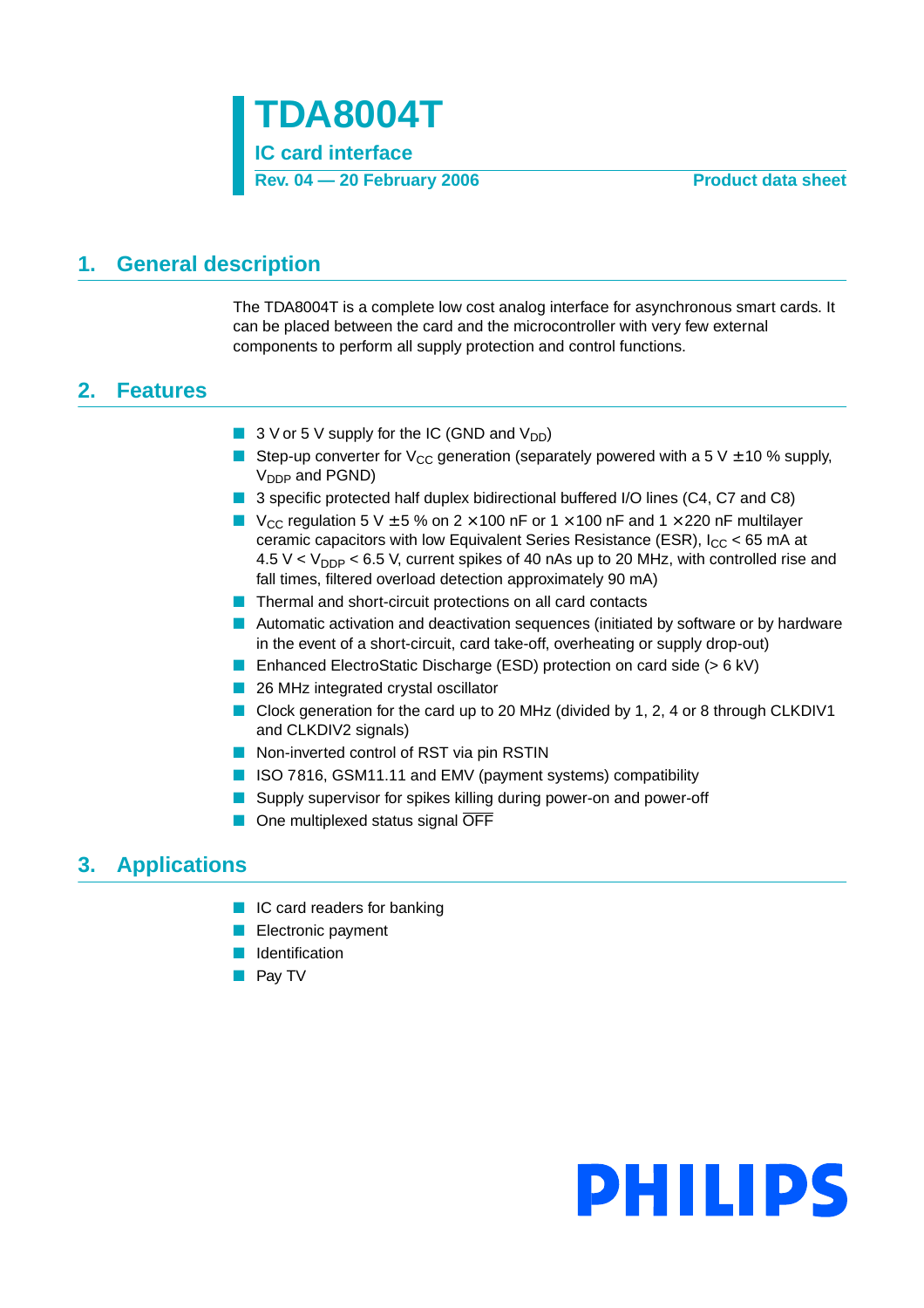# TDA8004T

## IC card interface

**Rev. 04 — 20 February 2006**

**Product data sheet**

## 1. General description

The TDA8004T is a complete low cost analog interface for asynchronous smart cards. It can be placed between the card and the microcontroller with very few external components to perform all supply protection and control functions.

## 2. Features

- 3 V or 5 V supply for the IC (GND and $V_{DD}$)
- Step-up converter for $V_{CC}$ generation (separately powered with a 5 V ±10 % supply, $V_{DDP}$ and PGND)
- 3 specific protected half duplex bidirectional buffered I/O lines (C4, C7 and C8)
- $V_{CC}$ regulation 5 V ±5 % on 2 × 100 nF or 1 × 100 nF and 1 × 220 nF multilayer ceramic capacitors with low Equivalent Series Resistance (ESR), $I_{CC}$ < 65 mA at 4.5 V < $V_{DDP}$ < 6.5 V, current spikes of 40 nAs up to 20 MHz, with controlled rise and fall times, filtered overload detection approximately 90 mA)
- Thermal and short-circuit protections on all card contacts
- Automatic activation and deactivation sequences (initiated by software or by hardware in the event of a short-circuit, card take-off, overheating or supply drop-out)
- Enhanced ElectroStatic Discharge (ESD) protection on card side (> 6 kV)
- 26 MHz integrated crystal oscillator
- Clock generation for the card up to 20 MHz (divided by 1, 2, 4 or 8 through CLKDIV1 and CLKDIV2 signals)
- Non-inverted control of RST via pin RSTIN
- ISO 7816, GSM11.11 and EMV (payment systems) compatibility
- Supply supervisor for spikes killing during power-on and power-off
- One multiplexed status signal $\overline{\text{OFF}}$

## 3. Applications

- IC card readers for banking
- Electronic payment
- Identification
- Pay TV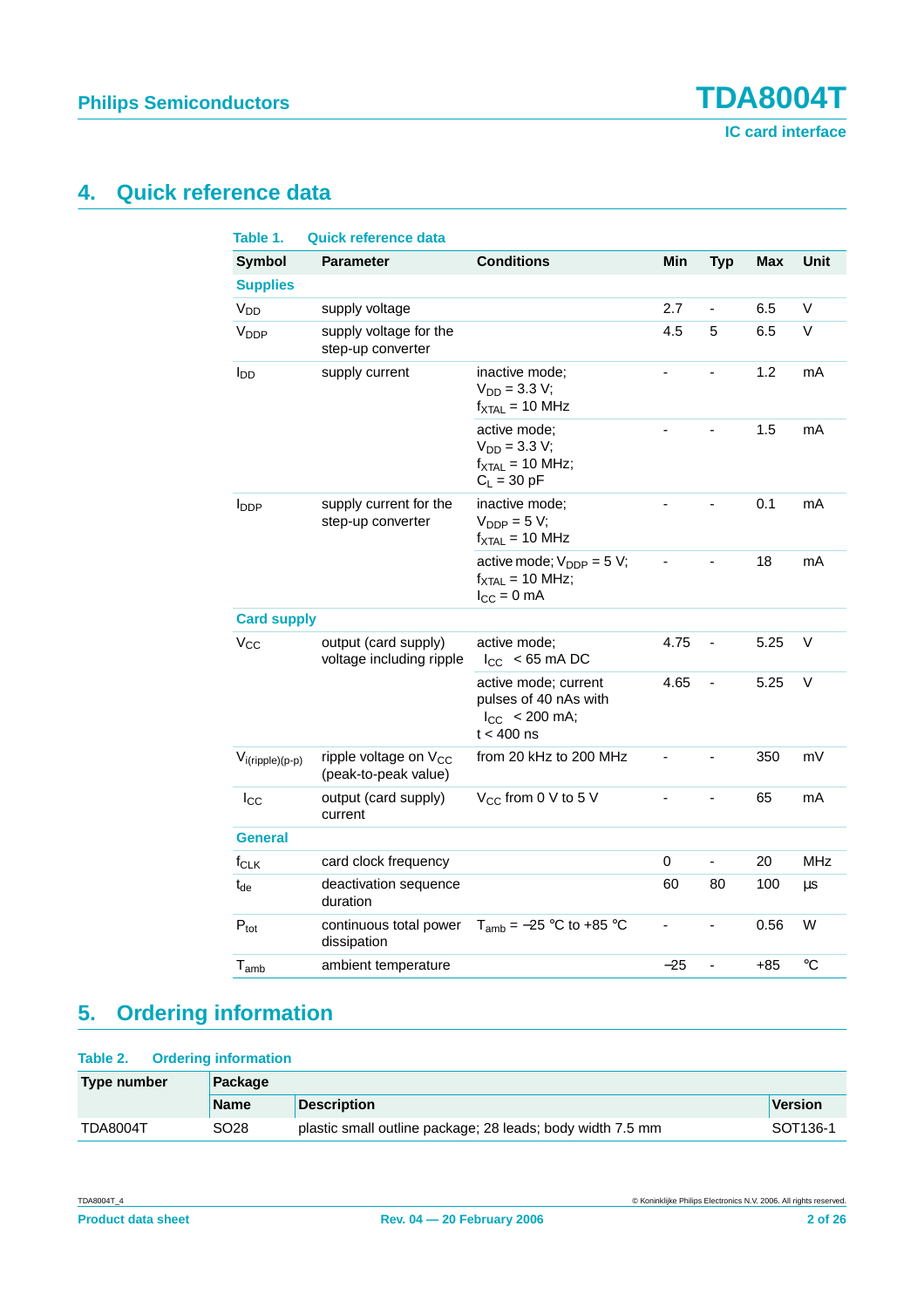## 4. Quick reference data

**Table 1. Quick reference data**

| Symbol | Parameter | Conditions | Min | Typ | Max | Unit |
|---|---|---|---|---|---|---|
| **Supplies** | | | | | | |
| $V_{DD}$ | supply voltage | | 2.7 | - | 6.5 | V |
| $V_{DDP}$ | supply voltage for the step-up converter | | 4.5 | 5 | 6.5 | V |
| $I_{DD}$ | supply current | inactive mode; $V_{DD}$ = 3.3 V; $f_{XTAL}$ = 10 MHz | - | - | 1.2 | mA |
| | | active mode; $V_{DD}$ = 3.3 V; $f_{XTAL}$ = 10 MHz; $C_L$ = 30 pF | - | - | 1.5 | mA |
| $I_{DDP}$ | supply current for the step-up converter | inactive mode; $V_{DDP}$ = 5 V; $f_{XTAL}$ = 10 MHz | - | - | 0.1 | mA |
| | | active mode; $V_{DDP}$ = 5 V; $f_{XTAL}$ = 10 MHz; $I_{CC}$ = 0 mA | - | - | 18 | mA |
| **Card supply** | | | | | | |
| $V_{CC}$ | output (card supply) voltage including ripple | active mode; $I_{CC}$ < 65 mA DC | 4.75 | - | 5.25 | V |
| | | active mode; current pulses of 40 nAs with $I_{CC}$ < 200 mA; t < 400 ns | 4.65 | - | 5.25 | V |
| $V_{i(ripple)(p-p)}$ | ripple voltage on $V_{CC}$ (peak-to-peak value) | from 20 kHz to 200 MHz | - | - | 350 | mV |
| $I_{CC}$ | output (card supply) current | $V_{CC}$ from 0 V to 5 V | - | - | 65 | mA |
| **General** | | | | | | |
| $f_{CLK}$ | card clock frequency | | 0 | - | 20 | MHz |
| $t_{de}$ | deactivation sequence duration | | 60 | 80 | 100 | µs |
| $P_{tot}$ | continuous total power dissipation | $T_{amb}$ = −25 °C to +85 °C | - | - | 0.56 | W |
| $T_{amb}$ | ambient temperature | | −25 | - | +85 | °C |

## 5. Ordering information

**Table 2. Ordering information**

| Type number | Package | | |
|---|---|---|---|
| | Name | Description | Version |
| TDA8004T | SO28 | plastic small outline package; 28 leads; body width 7.5 mm | SOT136-1 |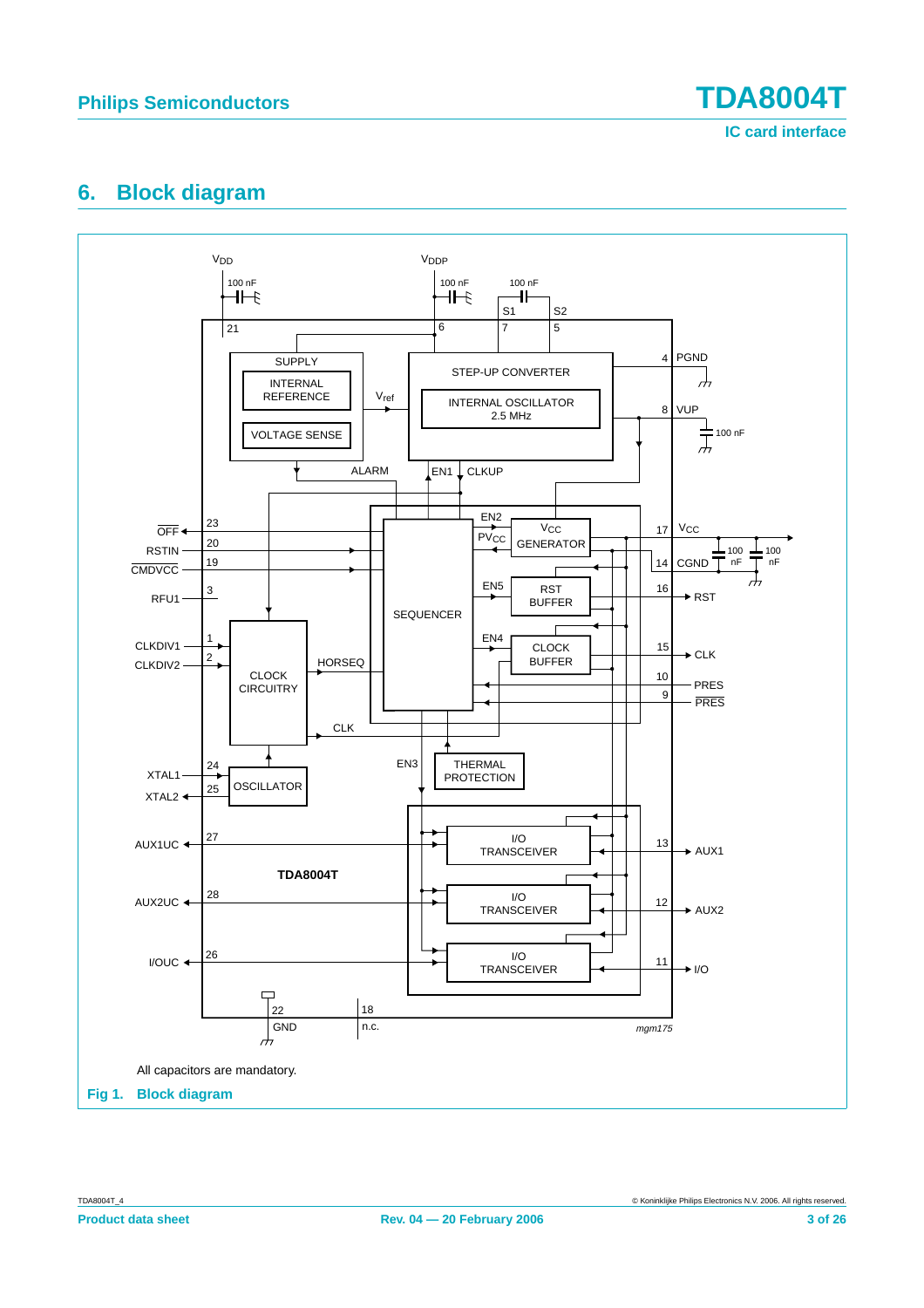## 6. Block diagram

All capacitors are mandatory.

Fig 1. Block diagram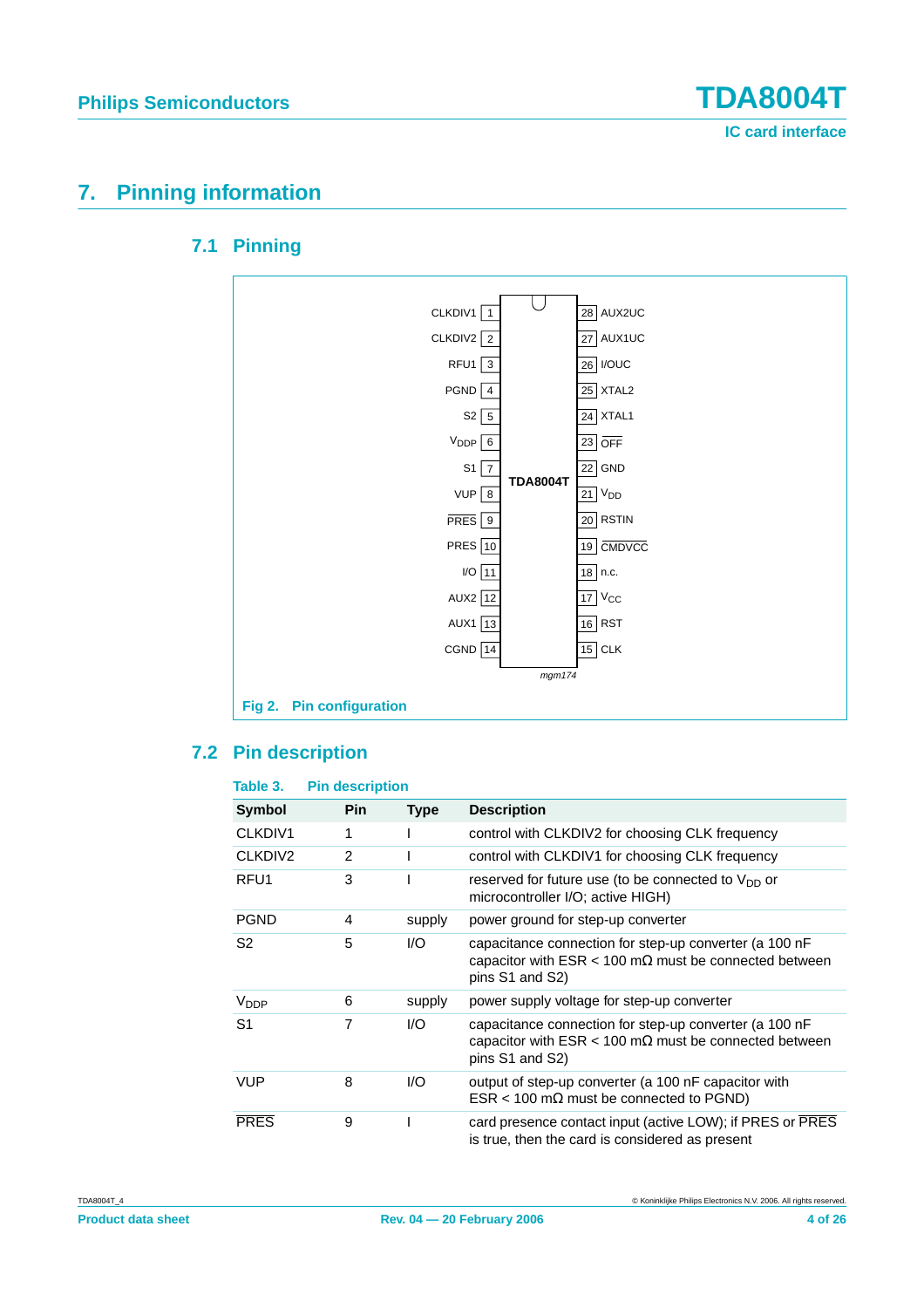# 7. Pinning information

## 7.1 Pinning

| Pin | Symbol | | Pin | Symbol |
|---|---|---|---|---|
| 1 | CLKDIV1 | | 28 | AUX2UC |
| 2 | CLKDIV2 | | 27 | AUX1UC |
| 3 | RFU1 | | 26 | I/OUC |
| 4 | PGND | | 25 | XTAL2 |
| 5 | S2 | | 24 | XTAL1 |
| 6 | $V_{DDP}$ | | 23 | $\overline{OFF}$ |
| 7 | S1 | TDA8004T | 22 | GND |
| 8 | VUP | | 21 | $V_{DD}$ |
| 9 | $\overline{PRES}$ | | 20 | RSTIN |
| 10 | PRES | | 19 | $\overline{CMDVCC}$ |
| 11 | I/O | | 18 | n.c. |
| 12 | AUX2 | | 17 | $V_{CC}$ |
| 13 | AUX1 | | 16 | RST |
| 14 | CGND | | 15 | CLK |

mgm174

**Fig 2. Pin configuration**

## 7.2 Pin description

**Table 3. Pin description**

| Symbol | Pin | Type | Description |
|---|---|---|---|
| CLKDIV1 | 1 | I | control with CLKDIV2 for choosing CLK frequency |
| CLKDIV2 | 2 | I | control with CLKDIV1 for choosing CLK frequency |
| RFU1 | 3 | I | reserved for future use (to be connected to $V_{DD}$ or microcontroller I/O; active HIGH) |
| PGND | 4 | supply | power ground for step-up converter |
| S2 | 5 | I/O | capacitance connection for step-up converter (a 100 nF capacitor with ESR < 100 mΩ must be connected between pins S1 and S2) |
| $V_{DDP}$ | 6 | supply | power supply voltage for step-up converter |
| S1 | 7 | I/O | capacitance connection for step-up converter (a 100 nF capacitor with ESR < 100 mΩ must be connected between pins S1 and S2) |
| VUP | 8 | I/O | output of step-up converter (a 100 nF capacitor with ESR < 100 mΩ must be connected to PGND) |
| $\overline{PRES}$ | 9 | I | card presence contact input (active LOW); if PRES or $\overline{PRES}$ is true, then the card is considered as present |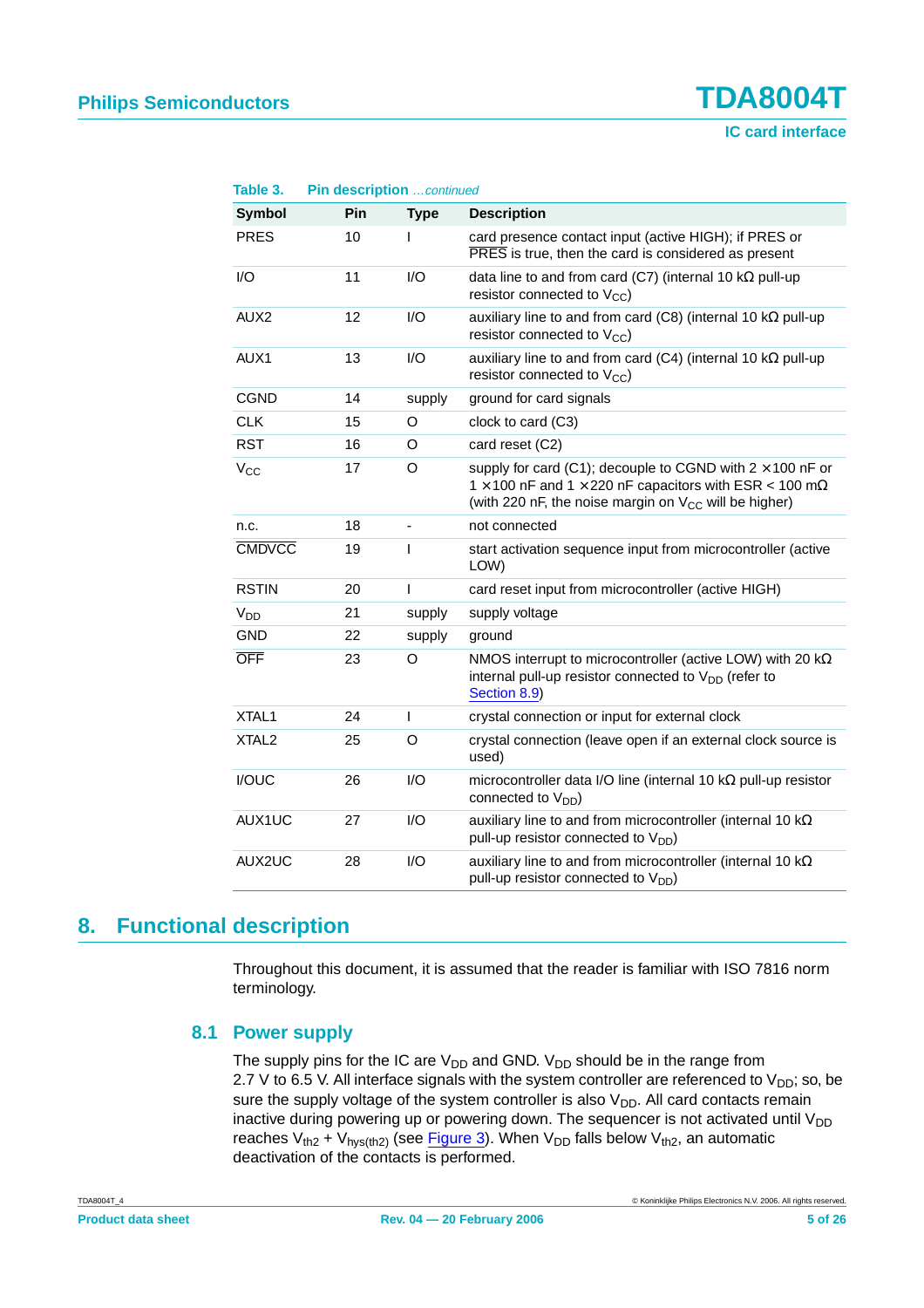**Table 3. Pin description** *...continued*

| Symbol | Pin | Type | Description |
|---|---|---|---|
| PRES | 10 | I | card presence contact input (active HIGH); if PRES or $\overline{PRES}$ is true, then the card is considered as present |
| I/O | 11 | I/O | data line to and from card (C7) (internal 10 kΩ pull-up resistor connected to $V_{CC}$) |
| AUX2 | 12 | I/O | auxiliary line to and from card (C8) (internal 10 kΩ pull-up resistor connected to $V_{CC}$) |
| AUX1 | 13 | I/O | auxiliary line to and from card (C4) (internal 10 kΩ pull-up resistor connected to $V_{CC}$) |
| CGND | 14 | supply | ground for card signals |
| CLK | 15 | O | clock to card (C3) |
| RST | 16 | O | card reset (C2) |
| $V_{CC}$ | 17 | O | supply for card (C1); decouple to CGND with 2 × 100 nF or 1 × 100 nF and 1 × 220 nF capacitors with ESR < 100 mΩ (with 220 nF, the noise margin on $V_{CC}$ will be higher) |
| n.c. | 18 | - | not connected |
| $\overline{CMDVCC}$ | 19 | I | start activation sequence input from microcontroller (active LOW) |
| RSTIN | 20 | I | card reset input from microcontroller (active HIGH) |
| $V_{DD}$ | 21 | supply | supply voltage |
| GND | 22 | supply | ground |
| $\overline{OFF}$ | 23 | O | NMOS interrupt to microcontroller (active LOW) with 20 kΩ internal pull-up resistor connected to $V_{DD}$ (refer to Section 8.9) |
| XTAL1 | 24 | I | crystal connection or input for external clock |
| XTAL2 | 25 | O | crystal connection (leave open if an external clock source is used) |
| I/OUC | 26 | I/O | microcontroller data I/O line (internal 10 kΩ pull-up resistor connected to $V_{DD}$) |
| AUX1UC | 27 | I/O | auxiliary line to and from microcontroller (internal 10 kΩ pull-up resistor connected to $V_{DD}$) |
| AUX2UC | 28 | I/O | auxiliary line to and from microcontroller (internal 10 kΩ pull-up resistor connected to $V_{DD}$) |

# 8. Functional description

Throughout this document, it is assumed that the reader is familiar with ISO 7816 norm terminology.

## 8.1 Power supply

The supply pins for the IC are $V_{DD}$ and GND. $V_{DD}$ should be in the range from 2.7 V to 6.5 V. All interface signals with the system controller are referenced to $V_{DD}$; so, be sure the supply voltage of the system controller is also $V_{DD}$. All card contacts remain inactive during powering up or powering down. The sequencer is not activated until $V_{DD}$ reaches $V_{th2} + V_{hys(th2)}$ (see Figure 3). When $V_{DD}$ falls below $V_{th2}$, an automatic deactivation of the contacts is performed.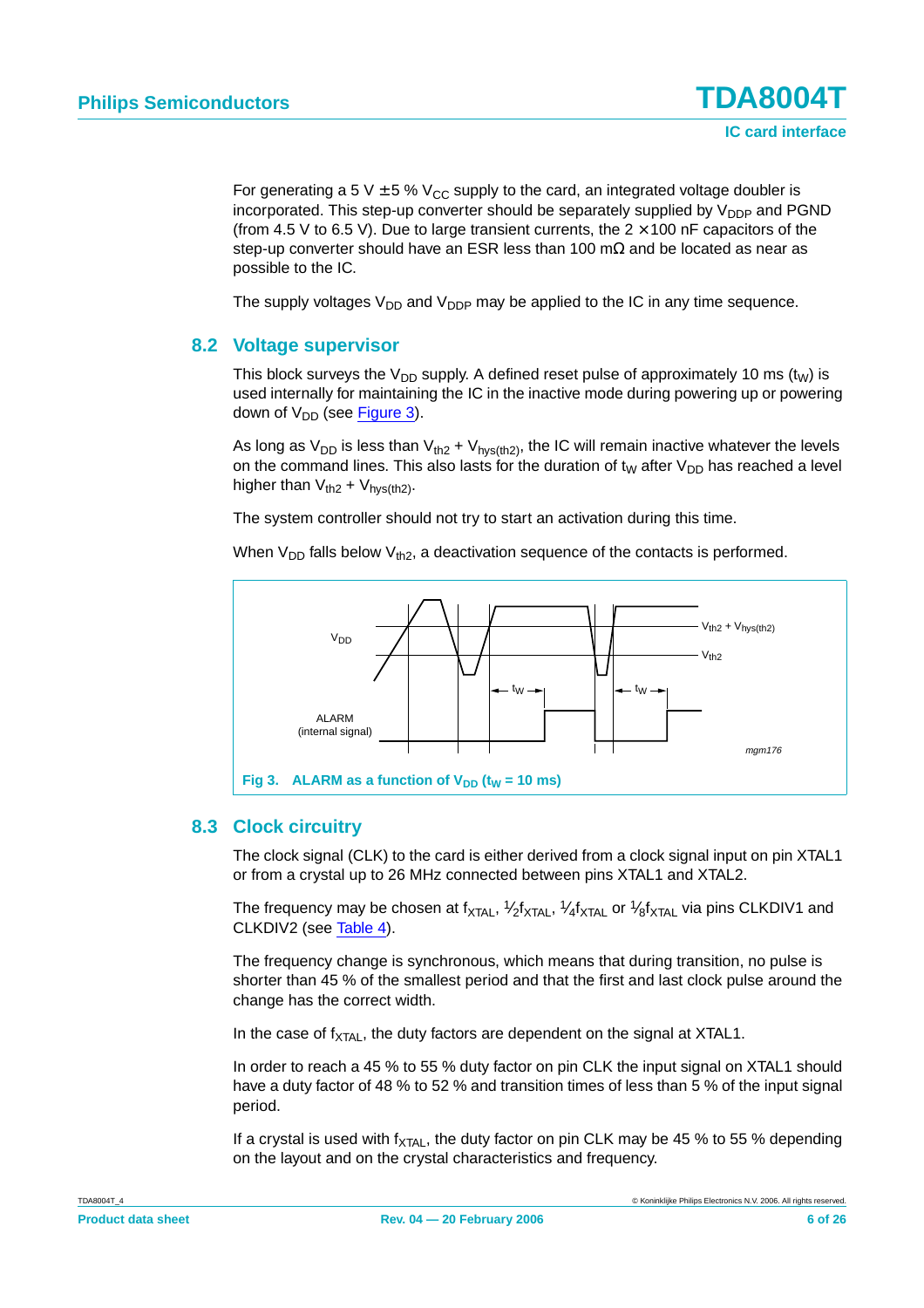For generating a 5 V ± 5 % $V_{CC}$ supply to the card, an integrated voltage doubler is incorporated. This step-up converter should be separately supplied by $V_{DDP}$ and PGND (from 4.5 V to 6.5 V). Due to large transient currents, the 2 × 100 nF capacitors of the step-up converter should have an ESR less than 100 mΩ and be located as near as possible to the IC.

The supply voltages $V_{DD}$ and $V_{DDP}$ may be applied to the IC in any time sequence.

## 8.2 Voltage supervisor

This block surveys the $V_{DD}$ supply. A defined reset pulse of approximately 10 ms ($t_W$) is used internally for maintaining the IC in the inactive mode during powering up or powering down of $V_{DD}$ (see Figure 3).

As long as $V_{DD}$ is less than $V_{th2} + V_{hys(th2)}$, the IC will remain inactive whatever the levels on the command lines. This also lasts for the duration of $t_W$ after $V_{DD}$ has reached a level higher than $V_{th2} + V_{hys(th2)}$.

The system controller should not try to start an activation during this time.

When $V_{DD}$ falls below $V_{th2}$, a deactivation sequence of the contacts is performed.

**Fig 3. ALARM as a function of $V_{DD}$ ($t_W$ = 10 ms)**

## 8.3 Clock circuitry

The clock signal (CLK) to the card is either derived from a clock signal input on pin XTAL1 or from a crystal up to 26 MHz connected between pins XTAL1 and XTAL2.

The frequency may be chosen at $f_{XTAL}$, $\frac{1}{2}f_{XTAL}$, $\frac{1}{4}f_{XTAL}$ or $\frac{1}{8}f_{XTAL}$ via pins CLKDIV1 and CLKDIV2 (see Table 4).

The frequency change is synchronous, which means that during transition, no pulse is shorter than 45 % of the smallest period and that the first and last clock pulse around the change has the correct width.

In the case of $f_{XTAL}$, the duty factors are dependent on the signal at XTAL1.

In order to reach a 45 % to 55 % duty factor on pin CLK the input signal on XTAL1 should have a duty factor of 48 % to 52 % and transition times of less than 5 % of the input signal period.

If a crystal is used with $f_{XTAL}$, the duty factor on pin CLK may be 45 % to 55 % depending on the layout and on the crystal characteristics and frequency.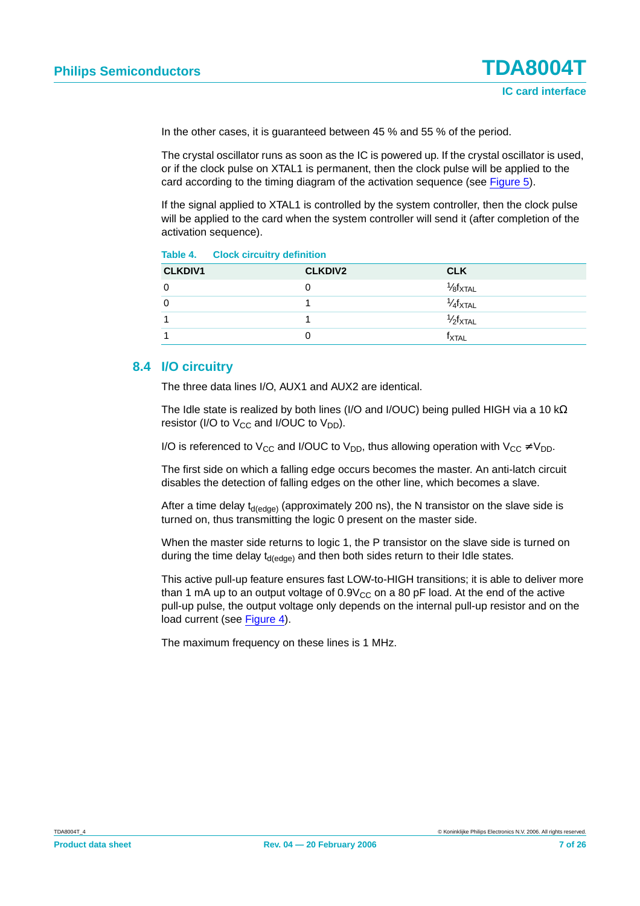In the other cases, it is guaranteed between 45 % and 55 % of the period.

The crystal oscillator runs as soon as the IC is powered up. If the crystal oscillator is used, or if the clock pulse on XTAL1 is permanent, then the clock pulse will be applied to the card according to the timing diagram of the activation sequence (see Figure 5).

If the signal applied to XTAL1 is controlled by the system controller, then the clock pulse will be applied to the card when the system controller will send it (after completion of the activation sequence).

**Table 4. Clock circuitry definition**

| CLKDIV1 | CLKDIV2 | CLK |
|---|---|---|
| 0 | 0 | $\frac{1}{8}f_{XTAL}$ |
| 0 | 1 | $\frac{1}{4}f_{XTAL}$ |
| 1 | 1 | $\frac{1}{2}f_{XTAL}$ |
| 1 | 0 | $f_{XTAL}$ |

## 8.4 I/O circuitry

The three data lines I/O, AUX1 and AUX2 are identical.

The Idle state is realized by both lines (I/O and I/OUC) being pulled HIGH via a 10 kΩ resistor (I/O to $V_{CC}$ and I/OUC to $V_{DD}$).

I/O is referenced to $V_{CC}$ and I/OUC to $V_{DD}$, thus allowing operation with $V_{CC} \neq V_{DD}$.

The first side on which a falling edge occurs becomes the master. An anti-latch circuit disables the detection of falling edges on the other line, which becomes a slave.

After a time delay $t_{d(edge)}$ (approximately 200 ns), the N transistor on the slave side is turned on, thus transmitting the logic 0 present on the master side.

When the master side returns to logic 1, the P transistor on the slave side is turned on during the time delay $t_{d(edge)}$ and then both sides return to their Idle states.

This active pull-up feature ensures fast LOW-to-HIGH transitions; it is able to deliver more than 1 mA up to an output voltage of $0.9V_{CC}$ on a 80 pF load. At the end of the active pull-up pulse, the output voltage only depends on the internal pull-up resistor and on the load current (see Figure 4).

The maximum frequency on these lines is 1 MHz.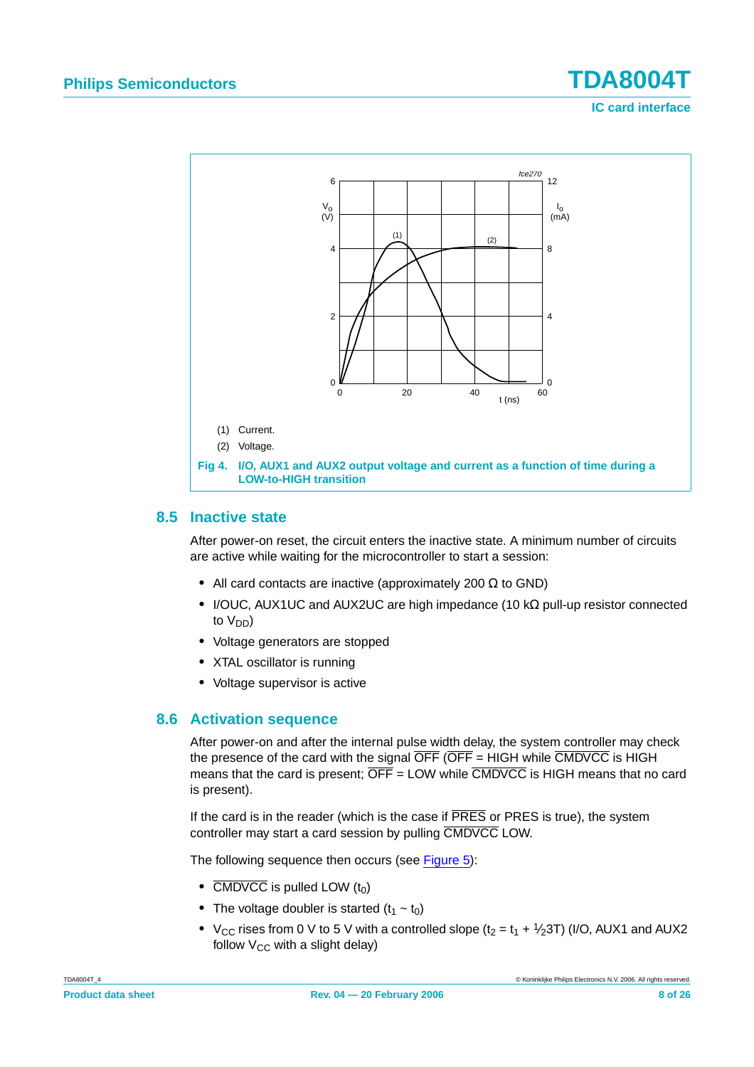(1) Current.

(2) Voltage.

**Fig 4. I/O, AUX1 and AUX2 output voltage and current as a function of time during a LOW-to-HIGH transition**

## 8.5 Inactive state

After power-on reset, the circuit enters the inactive state. A minimum number of circuits are active while waiting for the microcontroller to start a session:

- All card contacts are inactive (approximately 200 Ω to GND)
- I/OUC, AUX1UC and AUX2UC are high impedance (10 kΩ pull-up resistor connected to $V_{DD}$)
- Voltage generators are stopped
- XTAL oscillator is running
- Voltage supervisor is active

## 8.6 Activation sequence

After power-on and after the internal pulse width delay, the system controller may check the presence of the card with the signal $\overline{\text{OFF}}$ ($\overline{\text{OFF}}$ = HIGH while $\overline{\text{CMDVCC}}$ is HIGH means that the card is present; $\overline{\text{OFF}}$ = LOW while $\overline{\text{CMDVCC}}$ is HIGH means that no card is present).

If the card is in the reader (which is the case if $\overline{\text{PRES}}$ or PRES is true), the system controller may start a card session by pulling $\overline{\text{CMDVCC}}$ LOW.

The following sequence then occurs (see Figure 5):

- $\overline{\text{CMDVCC}}$ is pulled LOW ($t_0$)
- The voltage doubler is started ($t_1$ ~ $t_0$)
- $V_{CC}$ rises from 0 V to 5 V with a controlled slope ($t_2 = t_1 + \frac{1}{2}3T$) (I/O, AUX1 and AUX2 follow $V_{CC}$ with a slight delay)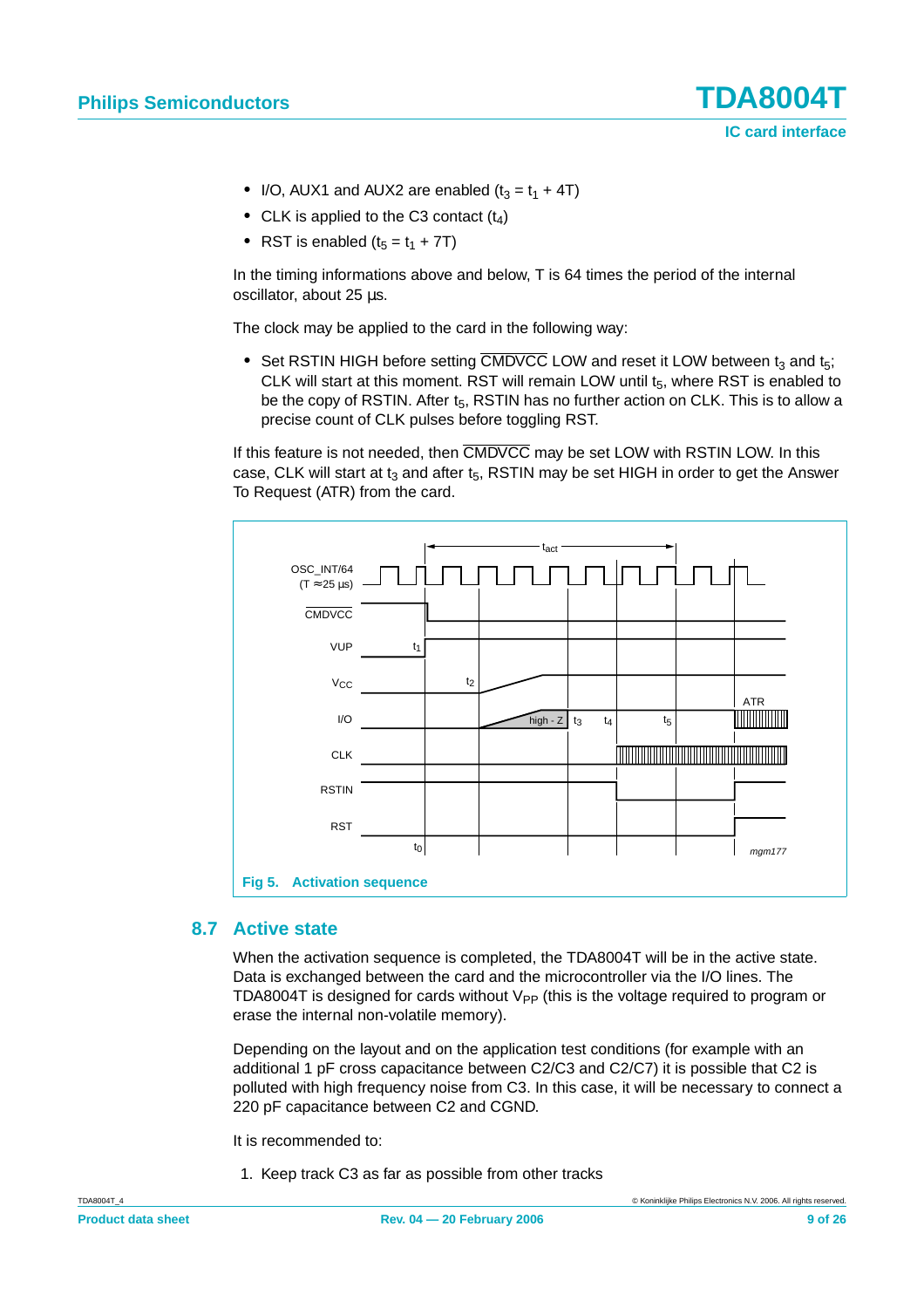- I/O, AUX1 and AUX2 are enabled ($t_3 = t_1 + 4T$)
- CLK is applied to the C3 contact ($t_4$)
- RST is enabled ($t_5 = t_1 + 7T$)

In the timing informations above and below, T is 64 times the period of the internal oscillator, about 25 µs.

The clock may be applied to the card in the following way:

- Set RSTIN HIGH before setting $\overline{\text{CMDVCC}}$ LOW and reset it LOW between $t_3$ and $t_5$; CLK will start at this moment. RST will remain LOW until $t_5$, where RST is enabled to be the copy of RSTIN. After $t_5$, RSTIN has no further action on CLK. This is to allow a precise count of CLK pulses before toggling RST.

If this feature is not needed, then $\overline{\text{CMDVCC}}$ may be set LOW with RSTIN LOW. In this case, CLK will start at $t_3$ and after $t_5$, RSTIN may be set HIGH in order to get the Answer To Request (ATR) from the card.

**Fig 5. Activation sequence**

## 8.7 Active state

When the activation sequence is completed, the TDA8004T will be in the active state. Data is exchanged between the card and the microcontroller via the I/O lines. The TDA8004T is designed for cards without $V_{PP}$ (this is the voltage required to program or erase the internal non-volatile memory).

Depending on the layout and on the application test conditions (for example with an additional 1 pF cross capacitance between C2/C3 and C2/C7) it is possible that C2 is polluted with high frequency noise from C3. In this case, it will be necessary to connect a 220 pF capacitance between C2 and CGND.

It is recommended to:

1. Keep track C3 as far as possible from other tracks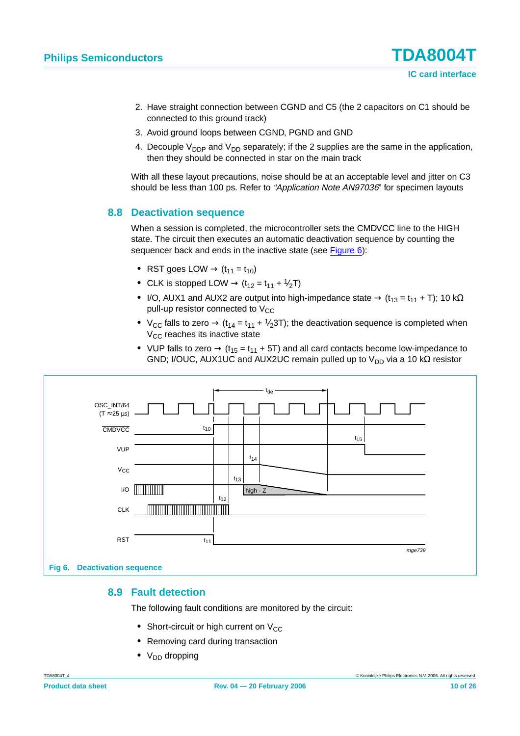2. Have straight connection between CGND and C5 (the 2 capacitors on C1 should be connected to this ground track)
3. Avoid ground loops between CGND, PGND and GND
4. Decouple $V_{DDP}$ and $V_{DD}$ separately; if the 2 supplies are the same in the application, then they should be connected in star on the main track

With all these layout precautions, noise should be at an acceptable level and jitter on C3 should be less than 100 ps. Refer to *"Application Note AN97036"* for specimen layouts

## 8.8 Deactivation sequence

When a session is completed, the microcontroller sets the $\overline{CMDVCC}$ line to the HIGH state. The circuit then executes an automatic deactivation sequence by counting the sequencer back and ends in the inactive state (see Figure 6):

- RST goes LOW → ($t_{11} = t_{10}$)
- CLK is stopped LOW → ($t_{12} = t_{11} + \frac{1}{2}T$)
- I/O, AUX1 and AUX2 are output into high-impedance state → ($t_{13} = t_{11} + T$); 10 kΩ pull-up resistor connected to $V_{CC}$
- $V_{CC}$ falls to zero → ($t_{14} = t_{11} + \frac{1}{2}3T$); the deactivation sequence is completed when $V_{CC}$ reaches its inactive state
- VUP falls to zero → ($t_{15} = t_{11} + 5T$) and all card contacts become low-impedance to GND; I/OUC, AUX1UC and AUX2UC remain pulled up to $V_{DD}$ via a 10 kΩ resistor

Fig 6. Deactivation sequence

## 8.9 Fault detection

The following fault conditions are monitored by the circuit:

- Short-circuit or high current on $V_{CC}$
- Removing card during transaction
- $V_{DD}$ dropping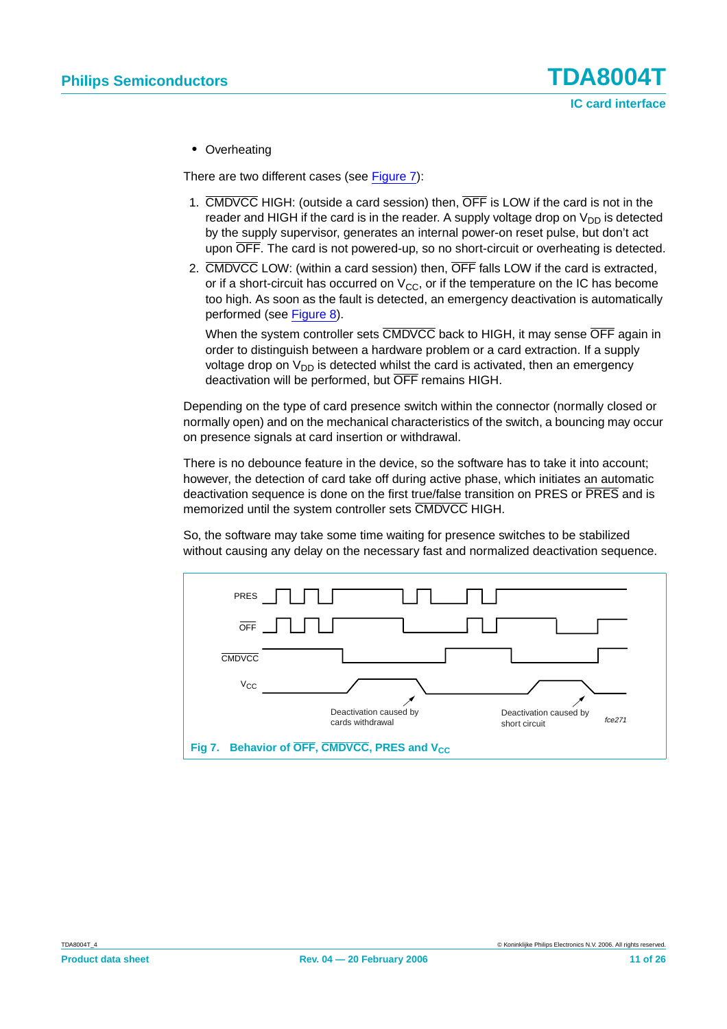- Overheating

There are two different cases (see Figure 7):

1. $\overline{\text{CMDVCC}}$ HIGH: (outside a card session) then, $\overline{\text{OFF}}$ is LOW if the card is not in the reader and HIGH if the card is in the reader. A supply voltage drop on $V_{DD}$ is detected by the supply supervisor, generates an internal power-on reset pulse, but don't act upon $\overline{\text{OFF}}$. The card is not powered-up, so no short-circuit or overheating is detected.
2. $\overline{\text{CMDVCC}}$ LOW: (within a card session) then, $\overline{\text{OFF}}$ falls LOW if the card is extracted, or if a short-circuit has occurred on $V_{CC}$, or if the temperature on the IC has become too high. As soon as the fault is detected, an emergency deactivation is automatically performed (see Figure 8).

   When the system controller sets $\overline{\text{CMDVCC}}$ back to HIGH, it may sense $\overline{\text{OFF}}$ again in order to distinguish between a hardware problem or a card extraction. If a supply voltage drop on $V_{DD}$ is detected whilst the card is activated, then an emergency deactivation will be performed, but $\overline{\text{OFF}}$ remains HIGH.

Depending on the type of card presence switch within the connector (normally closed or normally open) and on the mechanical characteristics of the switch, a bouncing may occur on presence signals at card insertion or withdrawal.

There is no debounce feature in the device, so the software has to take it into account; however, the detection of card take off during active phase, which initiates an automatic deactivation sequence is done on the first true/false transition on PRES or $\overline{\text{PRES}}$ and is memorized until the system controller sets $\overline{\text{CMDVCC}}$ HIGH.

So, the software may take some time waiting for presence switches to be stabilized without causing any delay on the necessary fast and normalized deactivation sequence.

PRES

$\overline{\text{OFF}}$

$\overline{\text{CMDVCC}}$

$V_{CC}$

Deactivation caused by cards withdrawal

Deactivation caused by short circuit

*fce271*

**Fig 7. Behavior of $\overline{\text{OFF}}$, $\overline{\text{CMDVCC}}$, PRES and $V_{CC}$**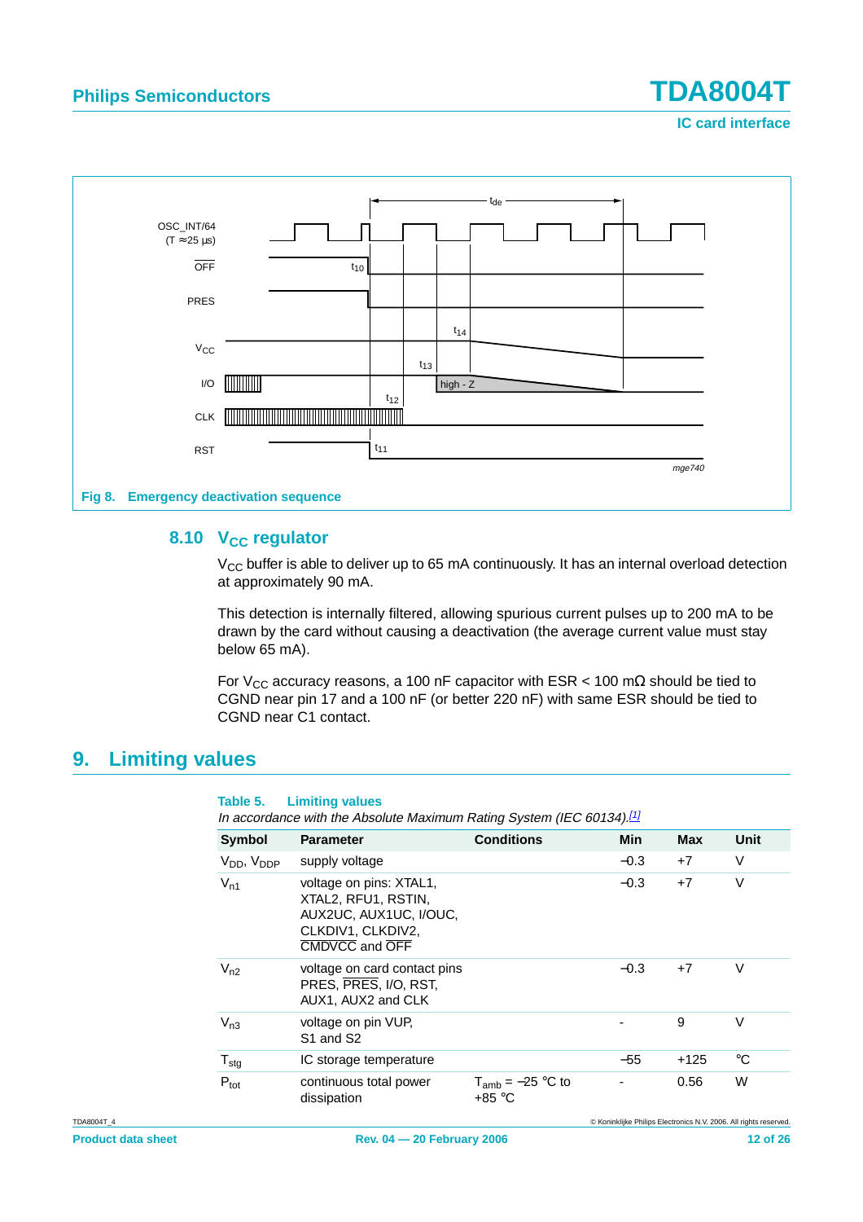Fig 8. Emergency deactivation sequence

### 8.10 $V_{CC}$ regulator

$V_{CC}$ buffer is able to deliver up to 65 mA continuously. It has an internal overload detection at approximately 90 mA.

This detection is internally filtered, allowing spurious current pulses up to 200 mA to be drawn by the card without causing a deactivation (the average current value must stay below 65 mA).

For $V_{CC}$ accuracy reasons, a 100 nF capacitor with ESR < 100 mΩ should be tied to CGND near pin 17 and a 100 nF (or better 220 nF) with same ESR should be tied to CGND near C1 contact.

## 9. Limiting values

**Table 5. Limiting values**

*In accordance with the Absolute Maximum Rating System (IEC 60134).*[1]

| Symbol | Parameter | Conditions | Min | Max | Unit |
|---|---|---|---|---|---|
| $V_{DD}$, $V_{DDP}$ | supply voltage | | −0.3 | +7 | V |
| $V_{n1}$ | voltage on pins: XTAL1, XTAL2, RFU1, RSTIN, AUX2UC, AUX1UC, I/OUC, CLKDIV1, CLKDIV2, $\overline{\text{CMDVCC}}$ and $\overline{\text{OFF}}$ | | −0.3 | +7 | V |
| $V_{n2}$ | voltage on card contact pins PRES, $\overline{\text{PRES}}$, I/O, RST, AUX1, AUX2 and CLK | | −0.3 | +7 | V |
| $V_{n3}$ | voltage on pin VUP, S1 and S2 | | - | 9 | V |
| $T_{stg}$ | IC storage temperature | | −55 | +125 | °C |
| $P_{tot}$ | continuous total power dissipation | $T_{amb}$ = −25 °C to +85 °C | - | 0.56 | W |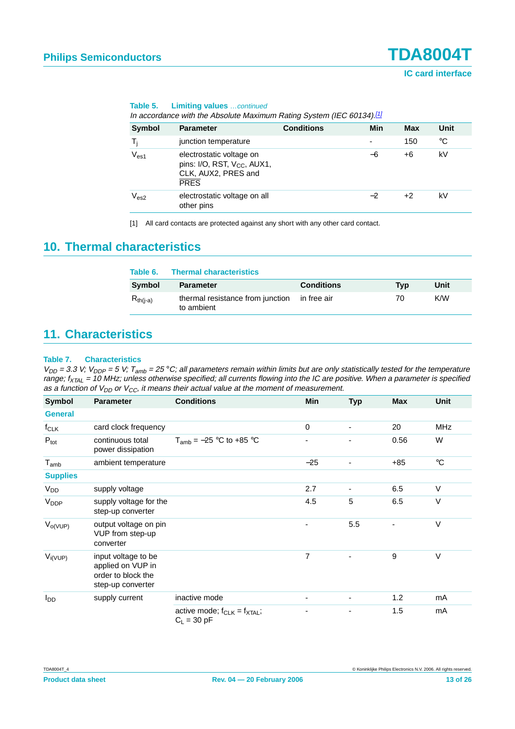**Table 5. Limiting values** *…continued*

*In accordance with the Absolute Maximum Rating System (IEC 60134).*[1]

| Symbol | Parameter | Conditions | Min | Max | Unit |
|---|---|---|---|---|---|
| $T_j$ | junction temperature | | - | 150 | °C |
| $V_{es1}$ | electrostatic voltage on pins: I/O, RST, $V_{CC}$, AUX1, CLK, AUX2, PRES and $\overline{PRES}$ | | −6 | +6 | kV |
| $V_{es2}$ | electrostatic voltage on all other pins | | −2 | +2 | kV |

[1] All card contacts are protected against any short with any other card contact.

## 10. Thermal characteristics

**Table 6. Thermal characteristics**

| Symbol | Parameter | Conditions | Typ | Unit |
|---|---|---|---|---|
| $R_{th(j-a)}$ | thermal resistance from junction to ambient | in free air | 70 | K/W |

## 11. Characteristics

**Table 7. Characteristics**

*$V_{DD}$ = 3.3 V; $V_{DDP}$ = 5 V; $T_{amb}$ = 25 °C; all parameters remain within limits but are only statistically tested for the temperature range; $f_{XTAL}$ = 10 MHz; unless otherwise specified; all currents flowing into the IC are positive. When a parameter is specified as a function of $V_{DD}$ or $V_{CC}$, it means their actual value at the moment of measurement.*

| Symbol | Parameter | Conditions | Min | Typ | Max | Unit |
|---|---|---|---|---|---|---|
| **General** | | | | | | |
| $f_{CLK}$ | card clock frequency | | 0 | - | 20 | MHz |
| $P_{tot}$ | continuous total power dissipation | $T_{amb}$ = −25 °C to +85 °C | - | - | 0.56 | W |
| $T_{amb}$ | ambient temperature | | −25 | - | +85 | °C |
| **Supplies** | | | | | | |
| $V_{DD}$ | supply voltage | | 2.7 | - | 6.5 | V |
| $V_{DDP}$ | supply voltage for the step-up converter | | 4.5 | 5 | 6.5 | V |
| $V_{o(VUP)}$ | output voltage on pin VUP from step-up converter | | - | 5.5 | - | V |
| $V_{i(VUP)}$ | input voltage to be applied on VUP in order to block the step-up converter | | 7 | - | 9 | V |
| $I_{DD}$ | supply current | inactive mode | - | - | 1.2 | mA |
| | | active mode; $f_{CLK}$ = $f_{XTAL}$; $C_L$ = 30 pF | - | - | 1.5 | mA |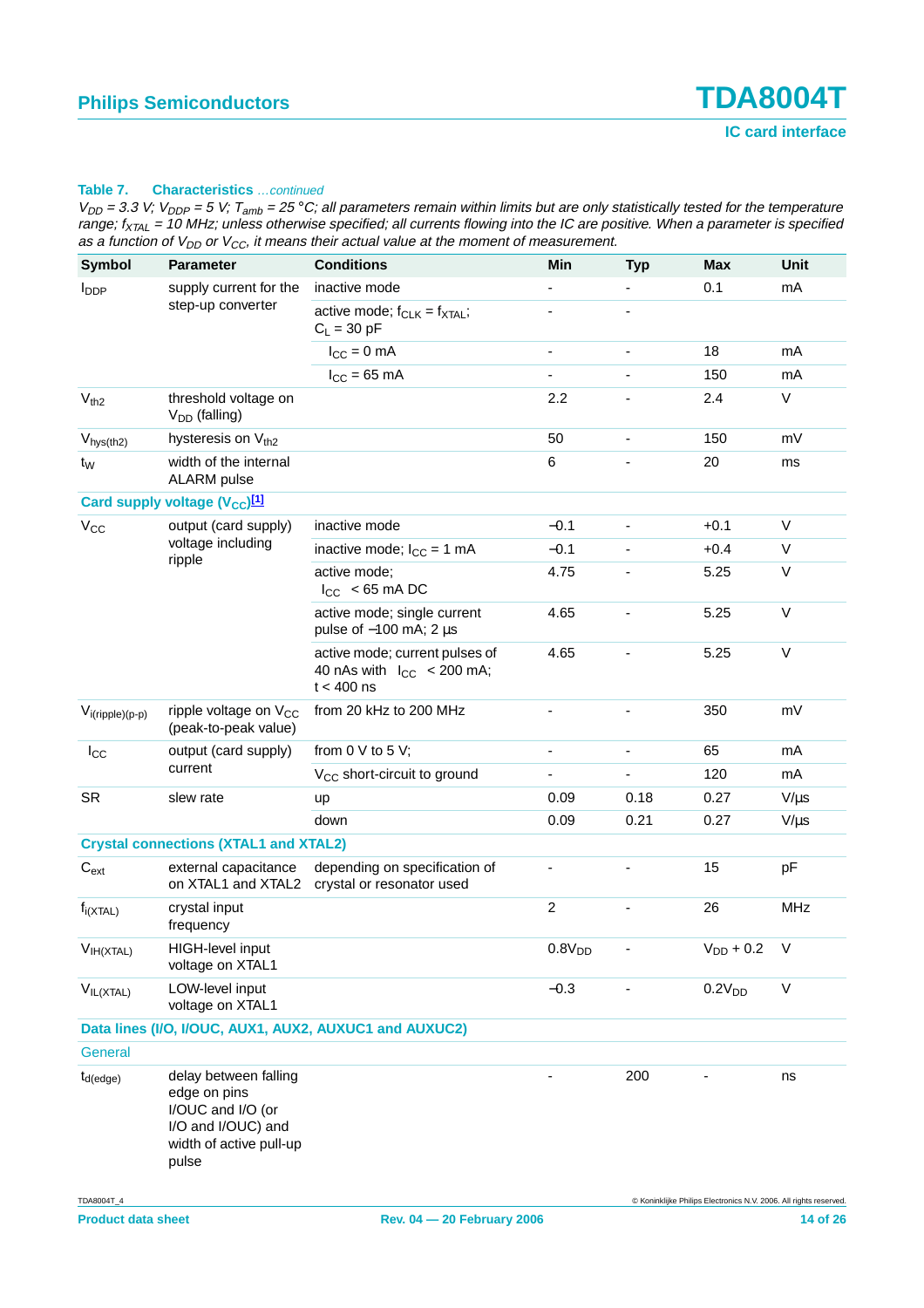**Table 7. Characteristics** *…continued*

*$V_{DD}$ = 3.3 V; $V_{DDP}$ = 5 V; $T_{amb}$ = 25 °C; all parameters remain within limits but are only statistically tested for the temperature range; $f_{XTAL}$ = 10 MHz; unless otherwise specified; all currents flowing into the IC are positive. When a parameter is specified as a function of $V_{DD}$ or $V_{CC}$, it means their actual value at the moment of measurement.*

| Symbol | Parameter | Conditions | Min | Typ | Max | Unit |
|---|---|---|---|---|---|---|
| $I_{DDP}$ | supply current for the step-up converter | inactive mode | - | - | 0.1 | mA |
| | | active mode; $f_{CLK}$ = $f_{XTAL}$; $C_L$ = 30 pF | - | - | | |
| | | $I_{CC}$ = 0 mA | - | - | 18 | mA |
| | | $I_{CC}$ = 65 mA | - | - | 150 | mA |
| $V_{th2}$ | threshold voltage on $V_{DD}$ (falling) | | 2.2 | - | 2.4 | V |
| $V_{hys(th2)}$ | hysteresis on $V_{th2}$ | | 50 | - | 150 | mV |
| $t_W$ | width of the internal ALARM pulse | | 6 | - | 20 | ms |
| **Card supply voltage ($V_{CC}$)[1]** | | | | | | |
| $V_{CC}$ | output (card supply) voltage including ripple | inactive mode | −0.1 | - | +0.1 | V |
| | | inactive mode; $I_{CC}$ = 1 mA | −0.1 | - | +0.4 | V |
| | | active mode; $I_{CC}$ < 65 mA DC | 4.75 | - | 5.25 | V |
| | | active mode; single current pulse of −100 mA; 2 µs | 4.65 | - | 5.25 | V |
| | | active mode; current pulses of 40 nAs with $I_{CC}$ < 200 mA; t < 400 ns | 4.65 | - | 5.25 | V |
| $V_{i(ripple)(p-p)}$ | ripple voltage on $V_{CC}$ (peak-to-peak value) | from 20 kHz to 200 MHz | - | - | 350 | mV |
| $I_{CC}$ | output (card supply) current | from 0 V to 5 V; | - | - | 65 | mA |
| | | $V_{CC}$ short-circuit to ground | - | - | 120 | mA |
| SR | slew rate | up | 0.09 | 0.18 | 0.27 | V/µs |
| | | down | 0.09 | 0.21 | 0.27 | V/µs |
| **Crystal connections (XTAL1 and XTAL2)** | | | | | | |
| $C_{ext}$ | external capacitance on XTAL1 and XTAL2 | depending on specification of crystal or resonator used | - | - | 15 | pF |
| $f_{i(XTAL)}$ | crystal input frequency | | 2 | - | 26 | MHz |
| $V_{IH(XTAL)}$ | HIGH-level input voltage on XTAL1 | | $0.8V_{DD}$ | - | $V_{DD}$ + 0.2 | V |
| $V_{IL(XTAL)}$ | LOW-level input voltage on XTAL1 | | −0.3 | - | $0.2V_{DD}$ | V |
| **Data lines (I/O, I/OUC, AUX1, AUX2, AUXUC1 and AUXUC2)** | | | | | | |
| General | | | | | | |
| $t_{d(edge)}$ | delay between falling edge on pins I/OUC and I/O (or I/O and I/OUC) and width of active pull-up pulse | | - | 200 | - | ns |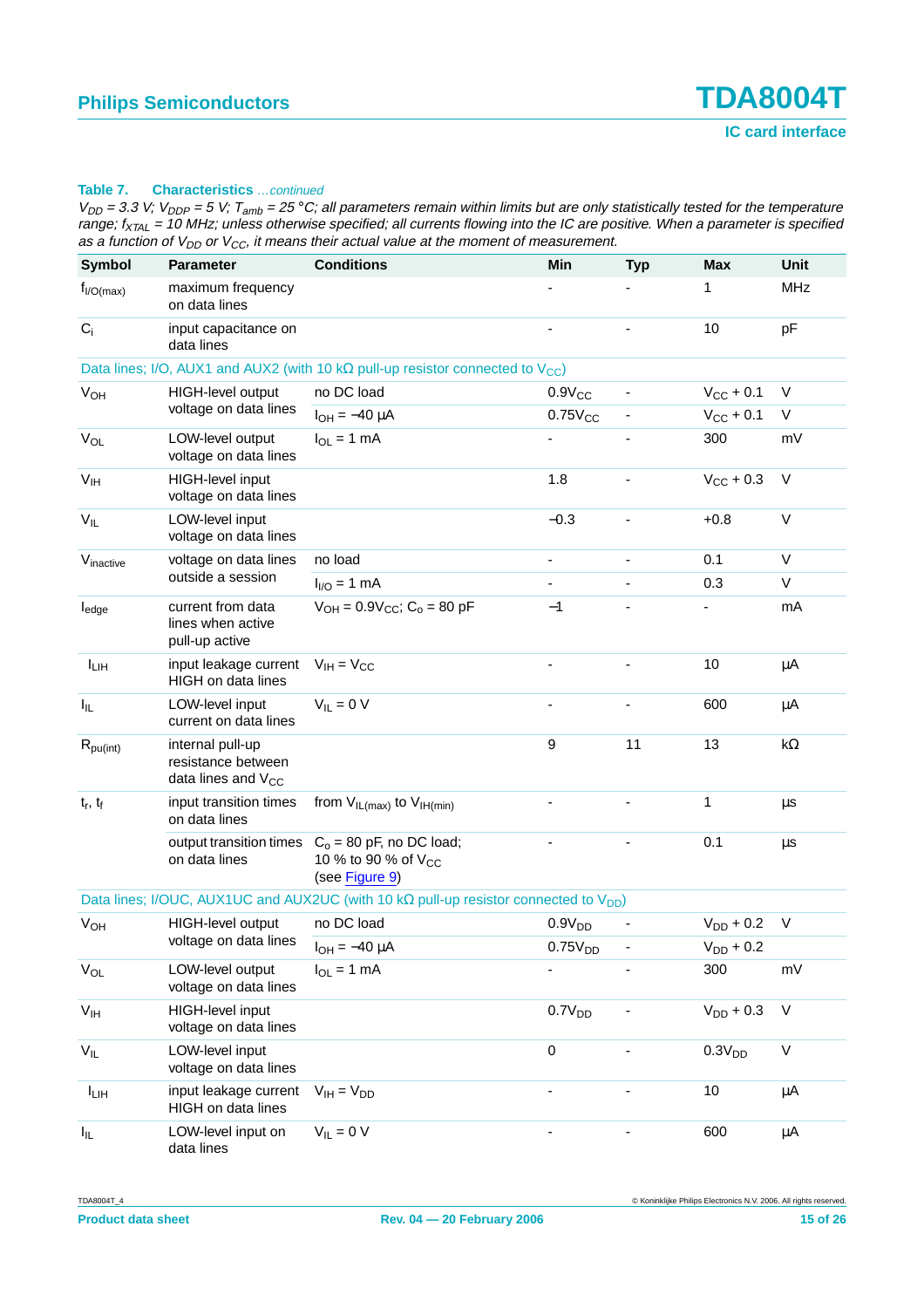**Table 7. Characteristics** *…continued*

*$V_{DD}$ = 3.3 V; $V_{DDP}$ = 5 V; $T_{amb}$ = 25 °C; all parameters remain within limits but are only statistically tested for the temperature range; $f_{XTAL}$ = 10 MHz; unless otherwise specified; all currents flowing into the IC are positive. When a parameter is specified as a function of $V_{DD}$ or $V_{CC}$, it means their actual value at the moment of measurement.*

| Symbol | Parameter | Conditions | Min | Typ | Max | Unit |
|---|---|---|---|---|---|---|
| $f_{I/O(max)}$ | maximum frequency on data lines | | - | - | 1 | MHz |
| $C_i$ | input capacitance on data lines | | - | - | 10 | pF |
| **Data lines; I/O, AUX1 and AUX2 (with 10 kΩ pull-up resistor connected to $V_{CC}$)** | | | | | | |
| $V_{OH}$ | HIGH-level output voltage on data lines | no DC load | $0.9V_{CC}$ | - | $V_{CC}$ + 0.1 | V |
| | | $I_{OH}$ = −40 μA | $0.75V_{CC}$ | - | $V_{CC}$ + 0.1 | V |
| $V_{OL}$ | LOW-level output voltage on data lines | $I_{OL}$ = 1 mA | - | - | 300 | mV |
| $V_{IH}$ | HIGH-level input voltage on data lines | | 1.8 | - | $V_{CC}$ + 0.3 | V |
| $V_{IL}$ | LOW-level input voltage on data lines | | −0.3 | - | +0.8 | V |
| $V_{inactive}$ | voltage on data lines outside a session | no load | - | - | 0.1 | V |
| | | $I_{I/O}$ = 1 mA | - | - | 0.3 | V |
| $I_{edge}$ | current from data lines when active pull-up active | $V_{OH} = 0.9V_{CC}$; $C_o$ = 80 pF | −1 | - | - | mA |
| $I_{LIH}$ | input leakage current HIGH on data lines | $V_{IH} = V_{CC}$ | - | - | 10 | μA |
| $I_{IL}$ | LOW-level input current on data lines | $V_{IL}$ = 0 V | - | - | 600 | μA |
| $R_{pu(int)}$ | internal pull-up resistance between data lines and $V_{CC}$ | | 9 | 11 | 13 | kΩ |
| $t_r$, $t_f$ | input transition times on data lines | from $V_{IL(max)}$ to $V_{IH(min)}$ | - | - | 1 | μs |
| | output transition times on data lines | $C_o$ = 80 pF, no DC load; 10 % to 90 % of $V_{CC}$ (see Figure 9) | - | - | 0.1 | μs |
| **Data lines; I/OUC, AUX1UC and AUX2UC (with 10 kΩ pull-up resistor connected to $V_{DD}$)** | | | | | | |
| $V_{OH}$ | HIGH-level output voltage on data lines | no DC load | $0.9V_{DD}$ | - | $V_{DD}$ + 0.2 | V |
| | | $I_{OH}$ = −40 μA | $0.75V_{DD}$ | - | $V_{DD}$ + 0.2 | |
| $V_{OL}$ | LOW-level output voltage on data lines | $I_{OL}$ = 1 mA | - | - | 300 | mV |
| $V_{IH}$ | HIGH-level input voltage on data lines | | $0.7V_{DD}$ | - | $V_{DD}$ + 0.3 | V |
| $V_{IL}$ | LOW-level input voltage on data lines | | 0 | - | $0.3V_{DD}$ | V |
| $I_{LIH}$ | input leakage current HIGH on data lines | $V_{IH} = V_{DD}$ | - | - | 10 | μA |
| $I_{IL}$ | LOW-level input on data lines | $V_{IL}$ = 0 V | - | - | 600 | μA |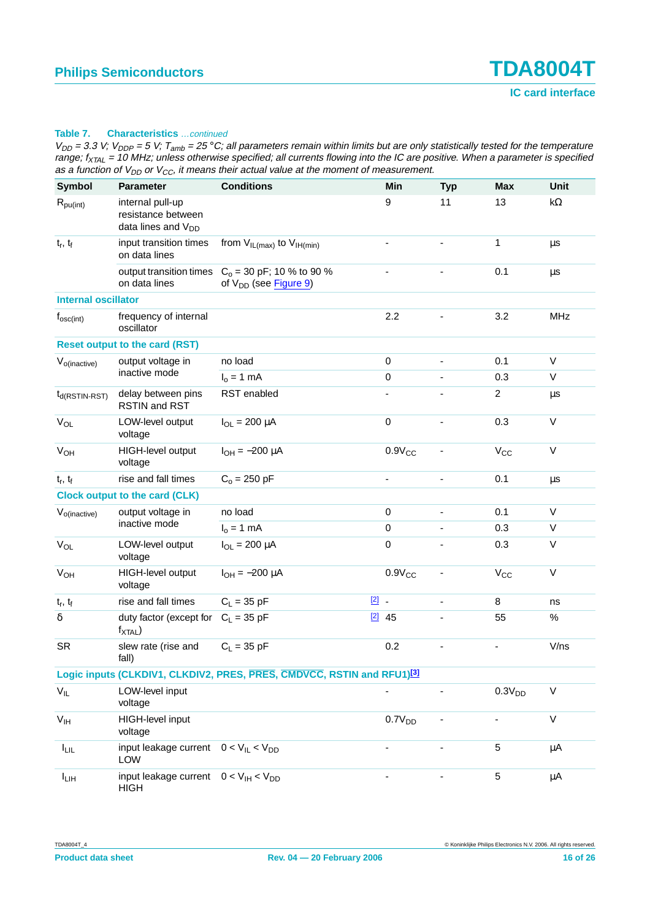**Table 7. Characteristics** *…continued*

*$V_{DD}$ = 3.3 V; $V_{DDP}$ = 5 V; $T_{amb}$ = 25 °C; all parameters remain within limits but are only statistically tested for the temperature range; $f_{XTAL}$ = 10 MHz; unless otherwise specified; all currents flowing into the IC are positive. When a parameter is specified as a function of $V_{DD}$ or $V_{CC}$, it means their actual value at the moment of measurement.*

| Symbol | Parameter | Conditions | | Min | Typ | Max | Unit |
|---|---|---|---|---|---|---|---|
| $R_{pu(int)}$ | internal pull-up resistance between data lines and $V_{DD}$ | | | 9 | 11 | 13 | kΩ |
| $t_r$, $t_f$ | input transition times on data lines | from $V_{IL(max)}$ to $V_{IH(min)}$ | | - | - | 1 | µs |
| | output transition times on data lines | $C_o$ = 30 pF; 10 % to 90 % of $V_{DD}$ (see Figure 9) | | - | - | 0.1 | µs |
| **Internal oscillator** | | | | | | | |
| $f_{osc(int)}$ | frequency of internal oscillator | | | 2.2 | - | 3.2 | MHz |
| **Reset output to the card (RST)** | | | | | | | |
| $V_{o(inactive)}$ | output voltage in inactive mode | no load | | 0 | - | 0.1 | V |
| | | $I_o$ = 1 mA | | 0 | - | 0.3 | V |
| $t_{d(RSTIN-RST)}$ | delay between pins RSTIN and RST | RST enabled | | - | - | 2 | µs |
| $V_{OL}$ | LOW-level output voltage | $I_{OL}$ = 200 µA | | 0 | - | 0.3 | V |
| $V_{OH}$ | HIGH-level output voltage | $I_{OH}$ = −200 µA | | $0.9V_{CC}$ | - | $V_{CC}$ | V |
| $t_r$, $t_f$ | rise and fall times | $C_o$ = 250 pF | | - | - | 0.1 | µs |
| **Clock output to the card (CLK)** | | | | | | | |
| $V_{o(inactive)}$ | output voltage in inactive mode | no load | | 0 | - | 0.1 | V |
| | | $I_o$ = 1 mA | | 0 | - | 0.3 | V |
| $V_{OL}$ | LOW-level output voltage | $I_{OL}$ = 200 µA | | 0 | - | 0.3 | V |
| $V_{OH}$ | HIGH-level output voltage | $I_{OH}$ = −200 µA | | $0.9V_{CC}$ | - | $V_{CC}$ | V |
| $t_r$, $t_f$ | rise and fall times | $C_L$ = 35 pF | [2] | - | - | 8 | ns |
| δ | duty factor (except for $f_{XTAL}$) | $C_L$ = 35 pF | [2] | 45 | - | 55 | % |
| SR | slew rate (rise and fall) | $C_L$ = 35 pF | | 0.2 | - | - | V/ns |
| **Logic inputs (CLKDIV1, CLKDIV2, PRES, $\overline{PRES}$, $\overline{CMDVCC}$, RSTIN and RFU1)[3]** | | | | | | | |
| $V_{IL}$ | LOW-level input voltage | | | - | - | $0.3V_{DD}$ | V |
| $V_{IH}$ | HIGH-level input voltage | | | $0.7V_{DD}$ | - | - | V |
| $I_{LIL}$ | input leakage current LOW | $0 < V_{IL} < V_{DD}$ | | - | - | 5 | µA |
| $I_{LIH}$ | input leakage current HIGH | $0 < V_{IH} < V_{DD}$ | | - | - | 5 | µA |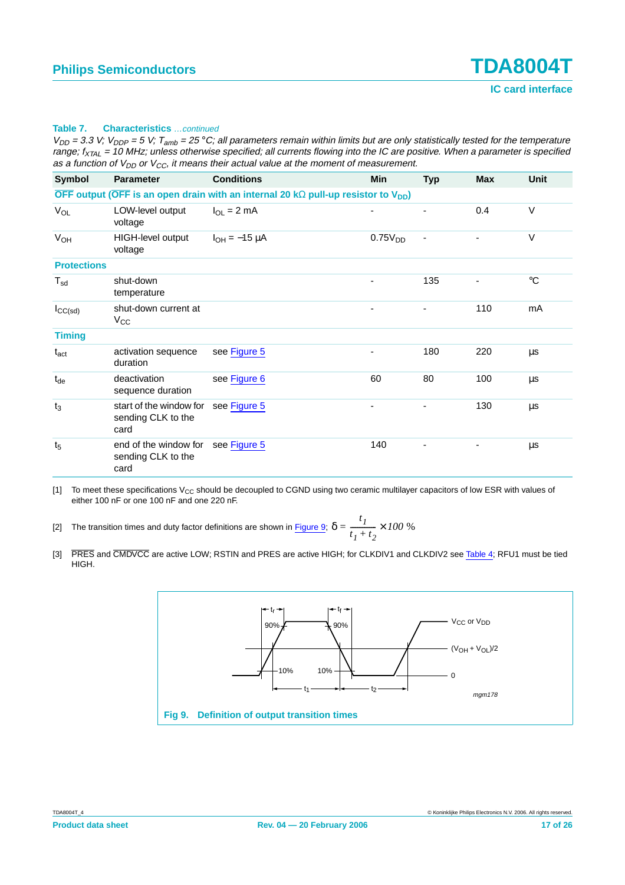**Table 7. Characteristics** *…continued*

*$V_{DD}$ = 3.3 V; $V_{DDP}$ = 5 V; $T_{amb}$ = 25 °C; all parameters remain within limits but are only statistically tested for the temperature range; $f_{XTAL}$ = 10 MHz; unless otherwise specified; all currents flowing into the IC are positive. When a parameter is specified as a function of $V_{DD}$ or $V_{CC}$, it means their actual value at the moment of measurement.*

| Symbol | Parameter | Conditions | Min | Typ | Max | Unit |
|---|---|---|---|---|---|---|
| **$\overline{OFF}$ output ($\overline{OFF}$ is an open drain with an internal 20 kΩ pull-up resistor to $V_{DD}$)** | | | | | | |
| $V_{OL}$ | LOW-level output voltage | $I_{OL}$ = 2 mA | - | - | 0.4 | V |
| $V_{OH}$ | HIGH-level output voltage | $I_{OH}$ = −15 µA | $0.75V_{DD}$ | - | - | V |
| **Protections** | | | | | | |
| $T_{sd}$ | shut-down temperature | | - | 135 | - | °C |
| $I_{CC(sd)}$ | shut-down current at $V_{CC}$ | | - | - | 110 | mA |
| **Timing** | | | | | | |
| $t_{act}$ | activation sequence duration | see Figure 5 | - | 180 | 220 | µs |
| $t_{de}$ | deactivation sequence duration | see Figure 6 | 60 | 80 | 100 | µs |
| $t_3$ | start of the window for sending CLK to the card | see Figure 5 | - | - | 130 | µs |
| $t_5$ | end of the window for sending CLK to the card | see Figure 5 | 140 | - | - | µs |

[1] To meet these specifications $V_{CC}$ should be decoupled to CGND using two ceramic multilayer capacitors of low ESR with values of either 100 nF or one 100 nF and one 220 nF.

[2] The transition times and duty factor definitions are shown in Figure 9; $\delta = \frac{t_1}{t_1 + t_2} \times 100\ \%$

[3] $\overline{PRES}$ and $\overline{CMDVCC}$ are active LOW; RSTIN and PRES are active HIGH; for CLKDIV1 and CLKDIV2 see Table 4; RFU1 must be tied HIGH.

**Fig 9. Definition of output transition times**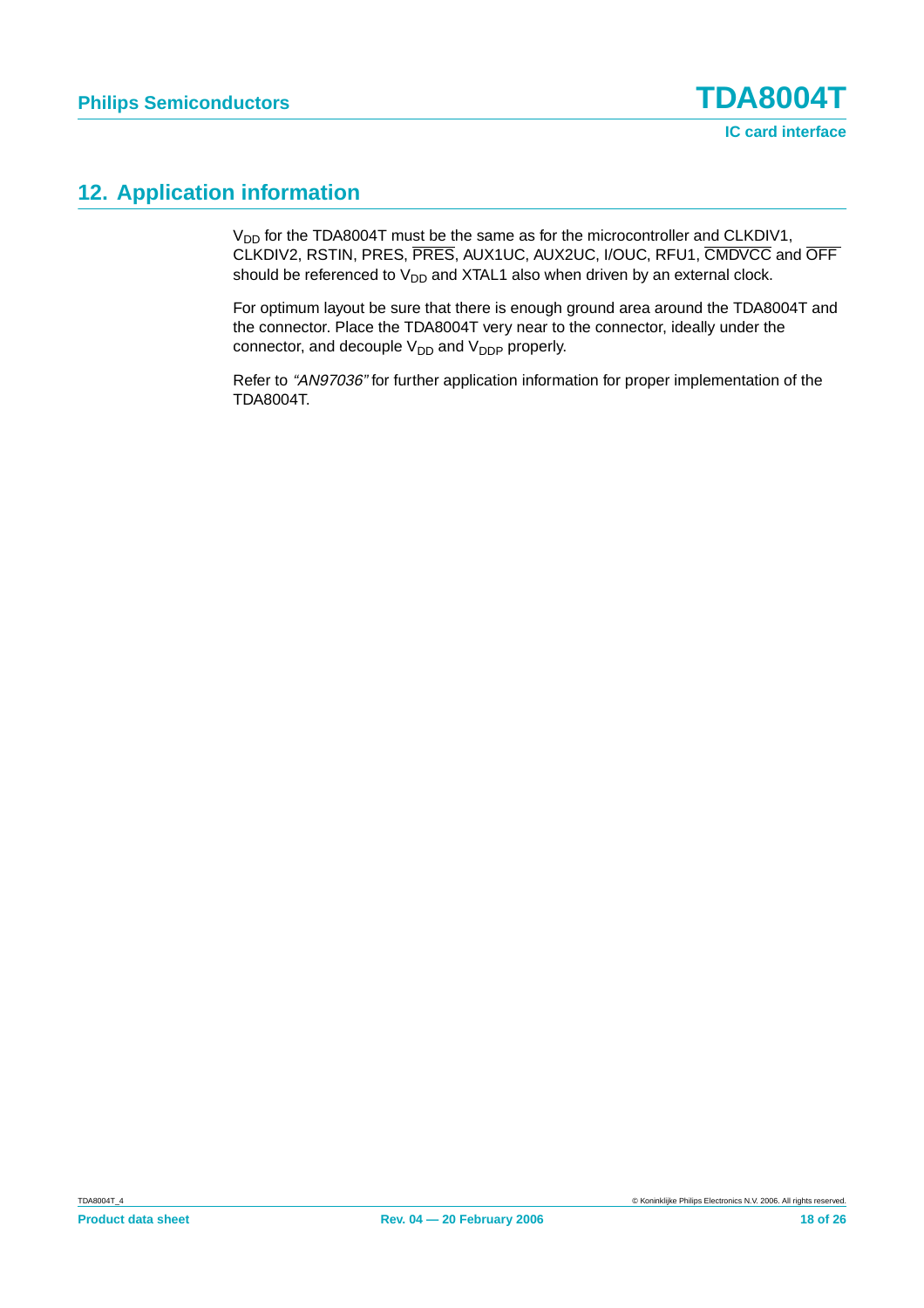## 12. Application information

$V_{DD}$ for the TDA8004T must be the same as for the microcontroller and CLKDIV1, CLKDIV2, RSTIN, PRES, $\overline{PRES}$, AUX1UC, AUX2UC, I/OUC, RFU1, $\overline{CMDVCC}$ and $\overline{OFF}$ should be referenced to $V_{DD}$ and XTAL1 also when driven by an external clock.

For optimum layout be sure that there is enough ground area around the TDA8004T and the connector. Place the TDA8004T very near to the connector, ideally under the connector, and decouple $V_{DD}$ and $V_{DDP}$ properly.

Refer to *"AN97036"* for further application information for proper implementation of the TDA8004T.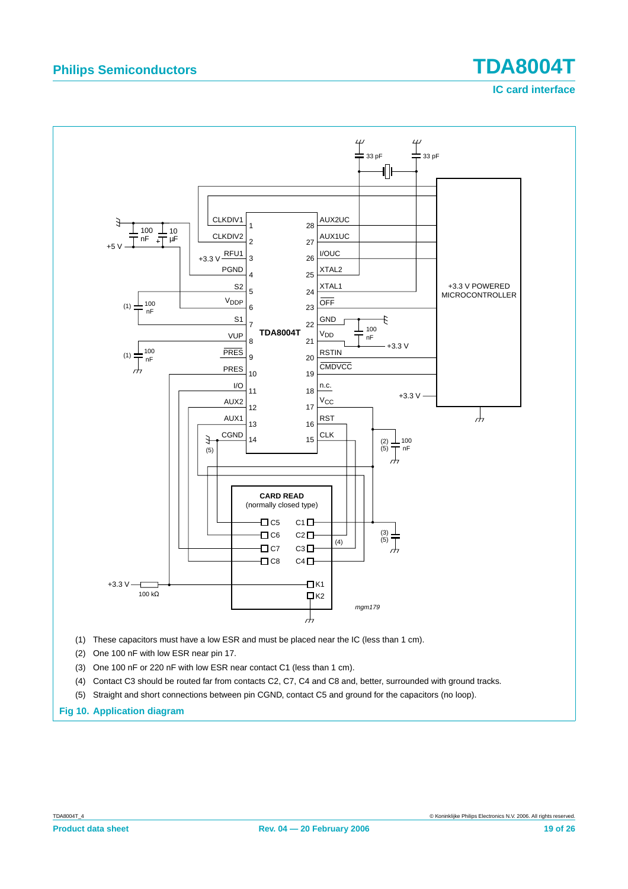(1) These capacitors must have a low ESR and must be placed near the IC (less than 1 cm).

(2) One 100 nF with low ESR near pin 17.

(3) One 100 nF or 220 nF with low ESR near contact C1 (less than 1 cm).

(4) Contact C3 should be routed far from contacts C2, C7, C4 and C8 and, better, surrounded with ground tracks.

(5) Straight and short connections between pin CGND, contact C5 and ground for the capacitors (no loop).

**Fig 10. Application diagram**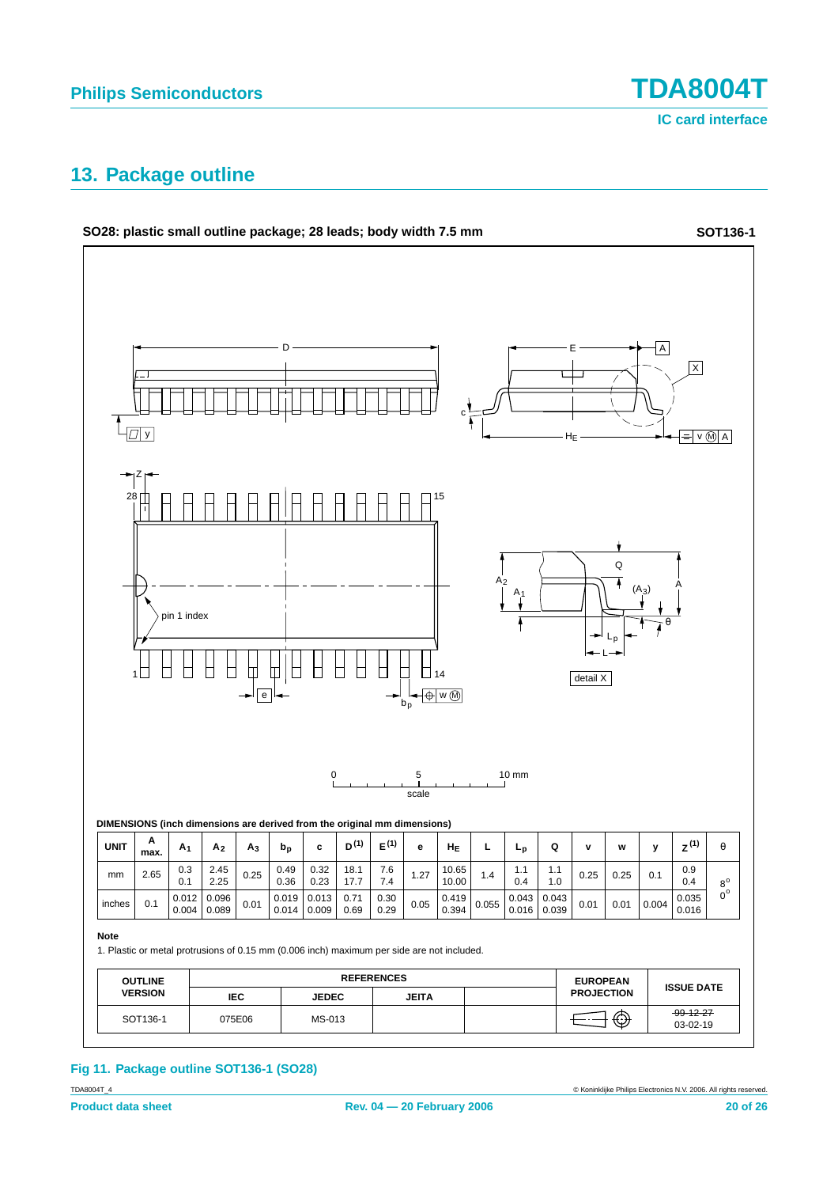## 13. Package outline

**SO28: plastic small outline package; 28 leads; body width 7.5 mm** **SOT136-1**

**DIMENSIONS (inch dimensions are derived from the original mm dimensions)**

| UNIT | A max. | $A_1$ | $A_2$ | $A_3$ | $b_p$ | c | $D^{(1)}$ | $E^{(1)}$ | e | $H_E$ | L | $L_p$ | Q | v | w | y | $Z^{(1)}$ | θ |
|---|---|---|---|---|---|---|---|---|---|---|---|---|---|---|---|---|---|---|
| mm | 2.65 | 0.3 0.1 | 2.45 2.25 | 0.25 | 0.49 0.36 | 0.32 0.23 | 18.1 17.7 | 7.6 7.4 | 1.27 | 10.65 10.00 | 1.4 | 1.1 0.4 | 1.1 1.0 | 0.25 | 0.25 | 0.1 | 0.9 0.4 | 8° 0° |
| inches | 0.1 | 0.012 0.004 | 0.096 0.089 | 0.01 | 0.019 0.014 | 0.013 0.009 | 0.71 0.69 | 0.30 0.29 | 0.05 | 0.419 0.394 | 0.055 | 0.043 0.016 | 0.043 0.039 | 0.01 | 0.01 | 0.004 | 0.035 0.016 | |

**Note**

1. Plastic or metal protrusions of 0.15 mm (0.006 inch) maximum per side are not included.

| OUTLINE VERSION | REFERENCES | | | | EUROPEAN PROJECTION | ISSUE DATE |
|---|---|---|---|---|---|---|
| | IEC | JEDEC | JEITA | | | |
| SOT136-1 | 075E06 | MS-013 | | | | ~~99-12-27~~ 03-02-19 |

**Fig 11. Package outline SOT136-1 (SO28)**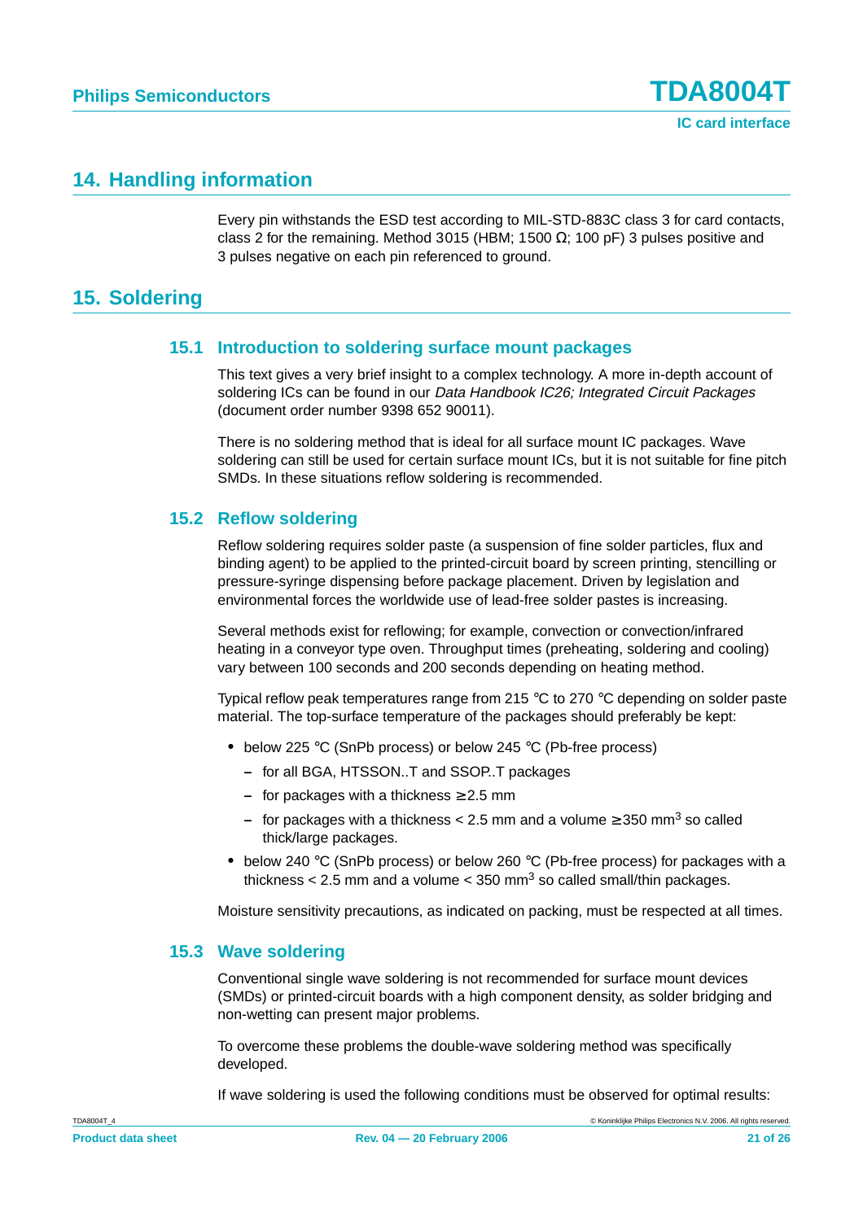## 14. Handling information

Every pin withstands the ESD test according to MIL-STD-883C class 3 for card contacts, class 2 for the remaining. Method 3015 (HBM; 1500 Ω; 100 pF) 3 pulses positive and 3 pulses negative on each pin referenced to ground.

## 15. Soldering

### 15.1 Introduction to soldering surface mount packages

This text gives a very brief insight to a complex technology. A more in-depth account of soldering ICs can be found in our *Data Handbook IC26; Integrated Circuit Packages* (document order number 9398 652 90011).

There is no soldering method that is ideal for all surface mount IC packages. Wave soldering can still be used for certain surface mount ICs, but it is not suitable for fine pitch SMDs. In these situations reflow soldering is recommended.

### 15.2 Reflow soldering

Reflow soldering requires solder paste (a suspension of fine solder particles, flux and binding agent) to be applied to the printed-circuit board by screen printing, stencilling or pressure-syringe dispensing before package placement. Driven by legislation and environmental forces the worldwide use of lead-free solder pastes is increasing.

Several methods exist for reflowing; for example, convection or convection/infrared heating in a conveyor type oven. Throughput times (preheating, soldering and cooling) vary between 100 seconds and 200 seconds depending on heating method.

Typical reflow peak temperatures range from 215 °C to 270 °C depending on solder paste material. The top-surface temperature of the packages should preferably be kept:

- below 225 °C (SnPb process) or below 245 °C (Pb-free process)
  - for all BGA, HTSSON..T and SSOP..T packages
  - for packages with a thickness ≥ 2.5 mm
  - for packages with a thickness < 2.5 mm and a volume ≥ 350 $mm^3$ so called thick/large packages.
- below 240 °C (SnPb process) or below 260 °C (Pb-free process) for packages with a thickness < 2.5 mm and a volume < 350 $mm^3$ so called small/thin packages.

Moisture sensitivity precautions, as indicated on packing, must be respected at all times.

### 15.3 Wave soldering

Conventional single wave soldering is not recommended for surface mount devices (SMDs) or printed-circuit boards with a high component density, as solder bridging and non-wetting can present major problems.

To overcome these problems the double-wave soldering method was specifically developed.

If wave soldering is used the following conditions must be observed for optimal results: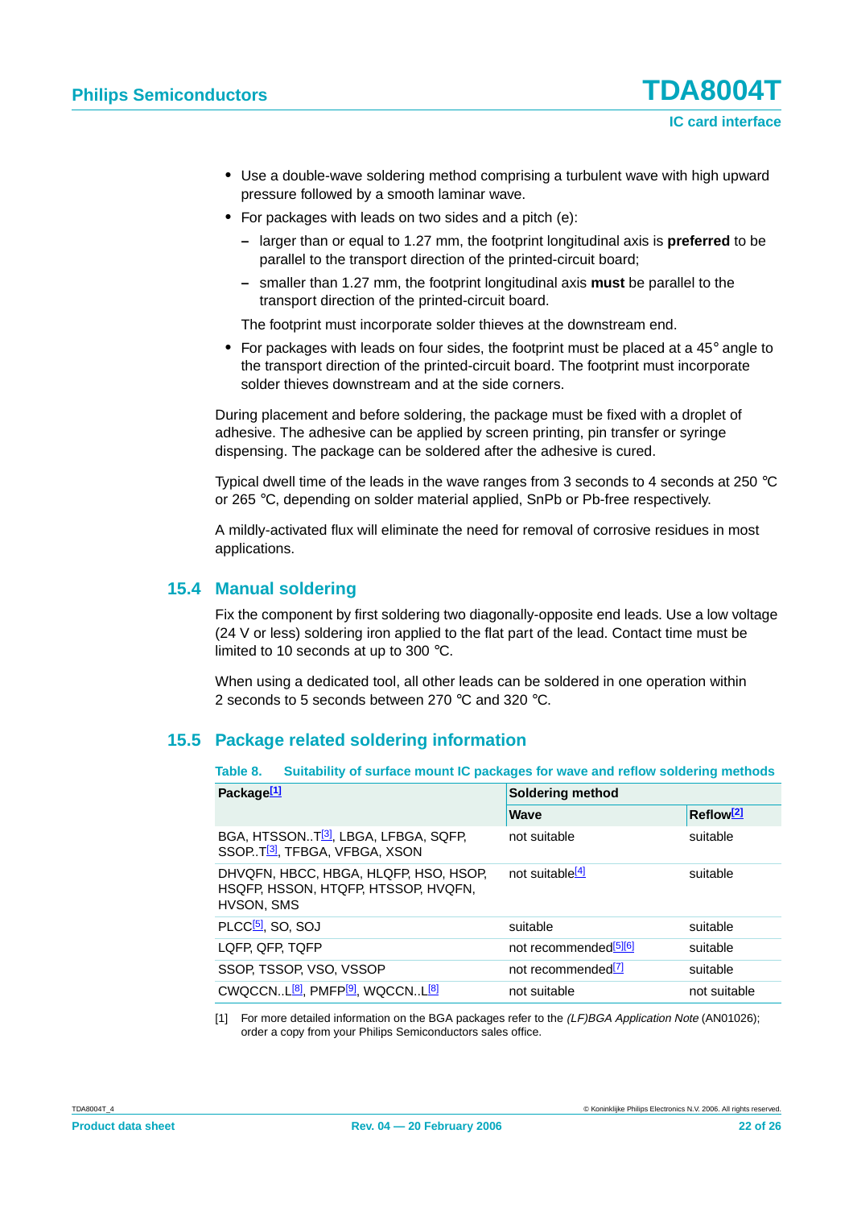- Use a double-wave soldering method comprising a turbulent wave with high upward pressure followed by a smooth laminar wave.
- For packages with leads on two sides and a pitch (e):
  - larger than or equal to 1.27 mm, the footprint longitudinal axis is **preferred** to be parallel to the transport direction of the printed-circuit board;
  - smaller than 1.27 mm, the footprint longitudinal axis **must** be parallel to the transport direction of the printed-circuit board.

  The footprint must incorporate solder thieves at the downstream end.
- For packages with leads on four sides, the footprint must be placed at a 45° angle to the transport direction of the printed-circuit board. The footprint must incorporate solder thieves downstream and at the side corners.

During placement and before soldering, the package must be fixed with a droplet of adhesive. The adhesive can be applied by screen printing, pin transfer or syringe dispensing. The package can be soldered after the adhesive is cured.

Typical dwell time of the leads in the wave ranges from 3 seconds to 4 seconds at 250 °C or 265 °C, depending on solder material applied, SnPb or Pb-free respectively.

A mildly-activated flux will eliminate the need for removal of corrosive residues in most applications.

## 15.4 Manual soldering

Fix the component by first soldering two diagonally-opposite end leads. Use a low voltage (24 V or less) soldering iron applied to the flat part of the lead. Contact time must be limited to 10 seconds at up to 300 °C.

When using a dedicated tool, all other leads can be soldered in one operation within 2 seconds to 5 seconds between 270 °C and 320 °C.

## 15.5 Package related soldering information

**Table 8. Suitability of surface mount IC packages for wave and reflow soldering methods**

| Package[1] | Soldering method | |
|---|---|---|
| | Wave | Reflow[2] |
| BGA, HTSSON..T[3], LBGA, LFBGA, SQFP, SSOP..T[3], TFBGA, VFBGA, XSON | not suitable | suitable |
| DHVQFN, HBCC, HBGA, HLQFP, HSO, HSOP, HSQFP, HSSON, HTQFP, HTSSOP, HVQFN, HVSON, SMS | not suitable[4] | suitable |
| PLCC[5], SO, SOJ | suitable | suitable |
| LQFP, QFP, TQFP | not recommended[5][6] | suitable |
| SSOP, TSSOP, VSO, VSSOP | not recommended[7] | suitable |
| CWQCCN..L[8], PMFP[9], WQCCN..L[8] | not suitable | not suitable |

[1] For more detailed information on the BGA packages refer to the *(LF)BGA Application Note* (AN01026); order a copy from your Philips Semiconductors sales office.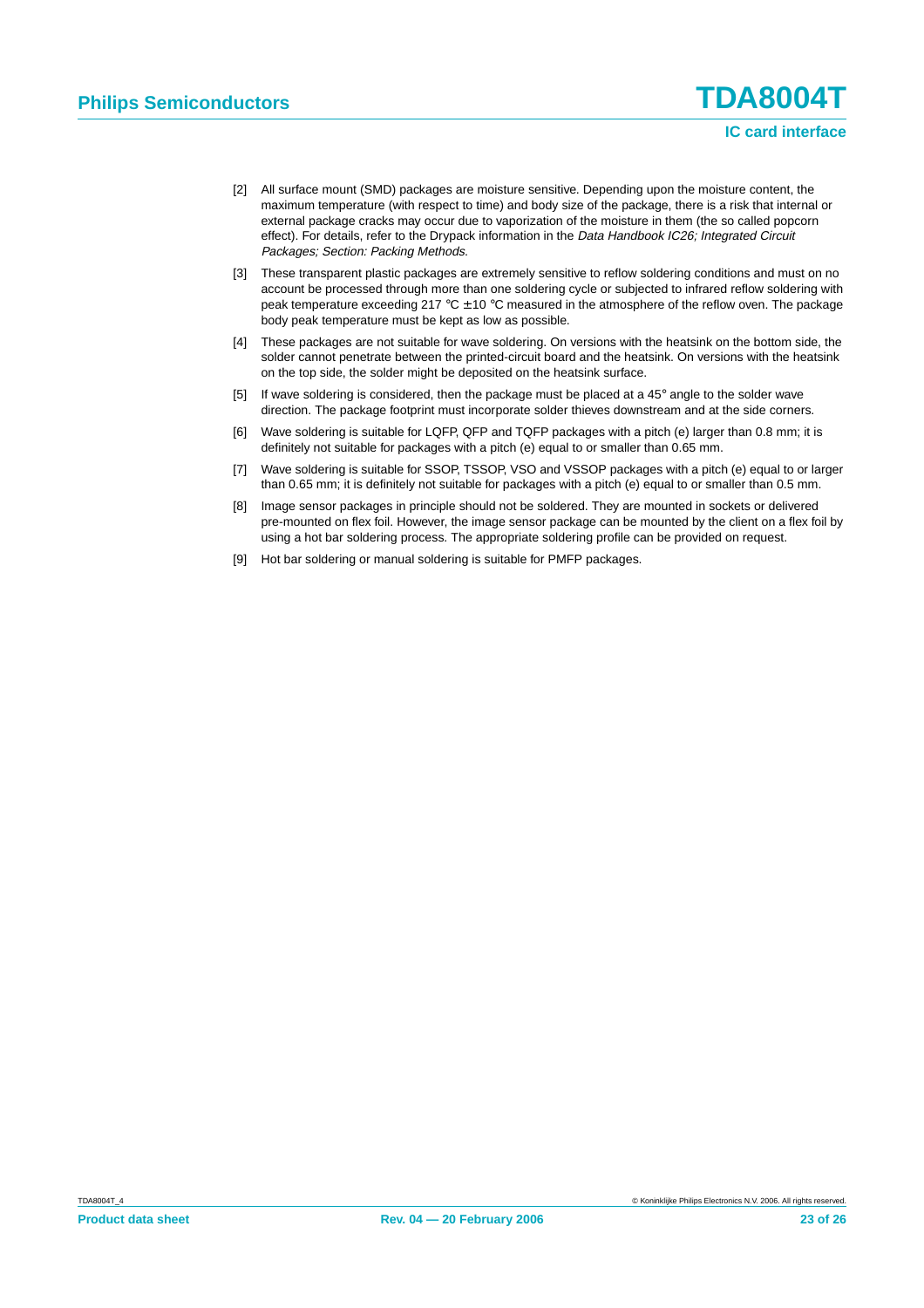[2] All surface mount (SMD) packages are moisture sensitive. Depending upon the moisture content, the maximum temperature (with respect to time) and body size of the package, there is a risk that internal or external package cracks may occur due to vaporization of the moisture in them (the so called popcorn effect). For details, refer to the Drypack information in the *Data Handbook IC26; Integrated Circuit Packages; Section: Packing Methods*.

[3] These transparent plastic packages are extremely sensitive to reflow soldering conditions and must on no account be processed through more than one soldering cycle or subjected to infrared reflow soldering with peak temperature exceeding 217 °C ± 10 °C measured in the atmosphere of the reflow oven. The package body peak temperature must be kept as low as possible.

[4] These packages are not suitable for wave soldering. On versions with the heatsink on the bottom side, the solder cannot penetrate between the printed-circuit board and the heatsink. On versions with the heatsink on the top side, the solder might be deposited on the heatsink surface.

[5] If wave soldering is considered, then the package must be placed at a 45° angle to the solder wave direction. The package footprint must incorporate solder thieves downstream and at the side corners.

[6] Wave soldering is suitable for LQFP, QFP and TQFP packages with a pitch (e) larger than 0.8 mm; it is definitely not suitable for packages with a pitch (e) equal to or smaller than 0.65 mm.

[7] Wave soldering is suitable for SSOP, TSSOP, VSO and VSSOP packages with a pitch (e) equal to or larger than 0.65 mm; it is definitely not suitable for packages with a pitch (e) equal to or smaller than 0.5 mm.

[8] Image sensor packages in principle should not be soldered. They are mounted in sockets or delivered pre-mounted on flex foil. However, the image sensor package can be mounted by the client on a flex foil by using a hot bar soldering process. The appropriate soldering profile can be provided on request.

[9] Hot bar soldering or manual soldering is suitable for PMFP packages.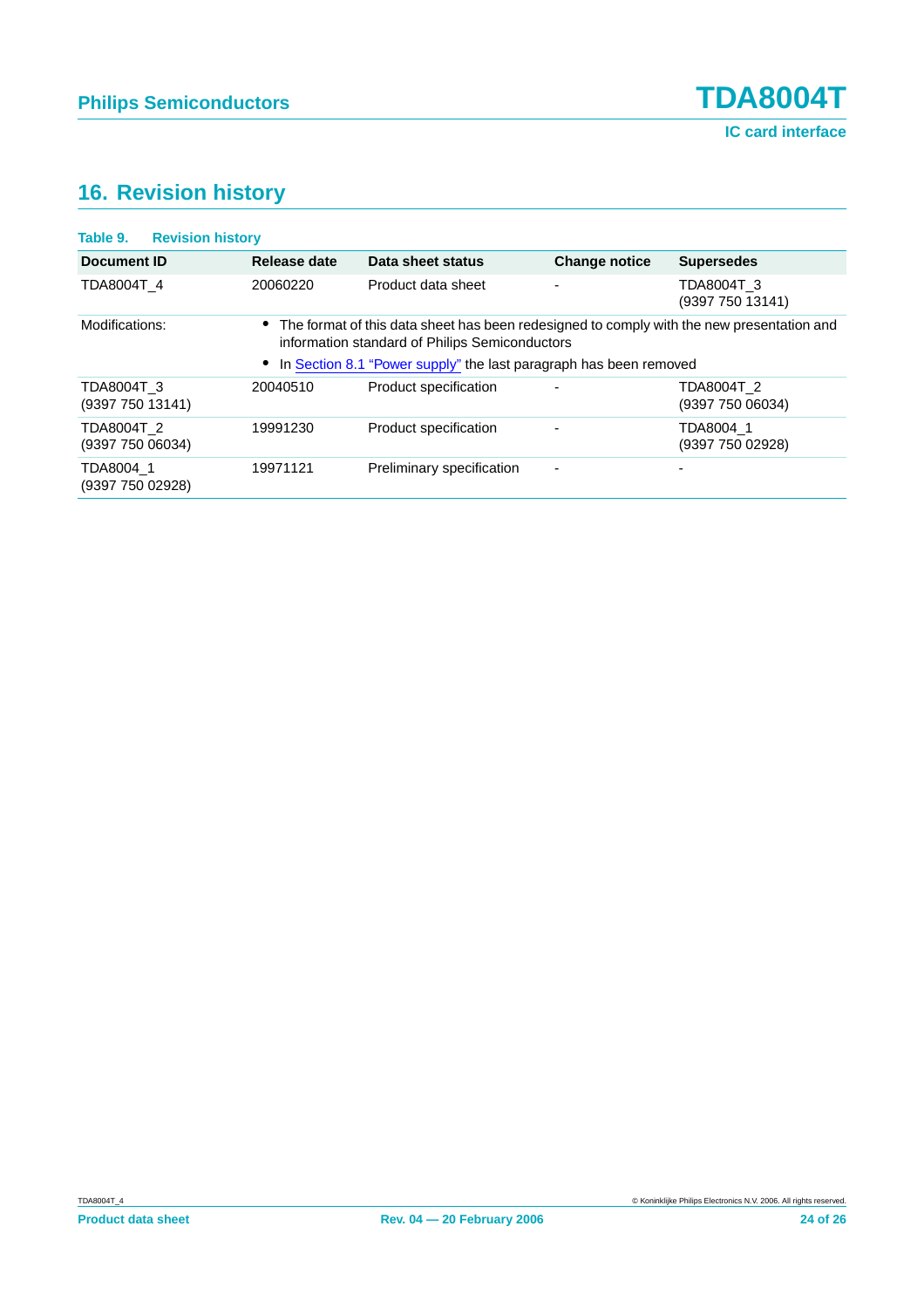## 16. Revision history

**Table 9. Revision history**

| Document ID | Release date | Data sheet status | Change notice | Supersedes |
|---|---|---|---|---|
| TDA8004T_4 | 20060220 | Product data sheet | - | TDA8004T_3 (9397 750 13141) |
| Modifications: | • The format of this data sheet has been redesigned to comply with the new presentation and information standard of Philips Semiconductors<br>• In Section 8.1 “Power supply” the last paragraph has been removed | | | |
| TDA8004T_3 (9397 750 13141) | 20040510 | Product specification | - | TDA8004T_2 (9397 750 06034) |
| TDA8004T_2 (9397 750 06034) | 19991230 | Product specification | - | TDA8004_1 (9397 750 02928) |
| TDA8004_1 (9397 750 02928) | 19971121 | Preliminary specification | - | - |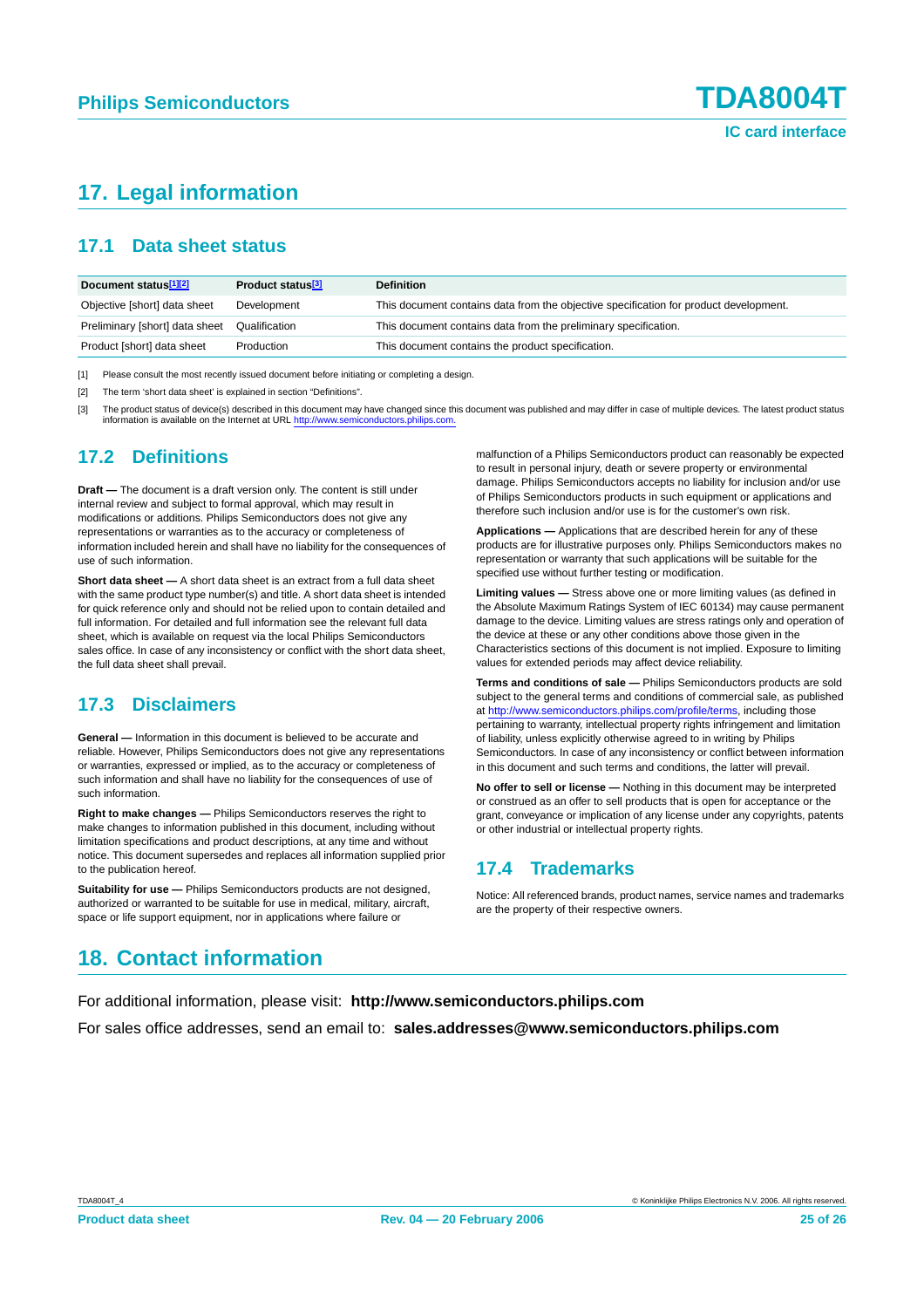# 17. Legal information

## 17.1 Data sheet status

| Document status[1][2] | Product status[3] | Definition |
|---|---|---|
| Objective [short] data sheet | Development | This document contains data from the objective specification for product development. |
| Preliminary [short] data sheet | Qualification | This document contains data from the preliminary specification. |
| Product [short] data sheet | Production | This document contains the product specification. |

[1] Please consult the most recently issued document before initiating or completing a design.

[2] The term 'short data sheet' is explained in section "Definitions".

[3] The product status of device(s) described in this document may have changed since this document was published and may differ in case of multiple devices. The latest product status information is available on the Internet at URL http://www.semiconductors.philips.com.

## 17.2 Definitions

**Draft —** The document is a draft version only. The content is still under internal review and subject to formal approval, which may result in modifications or additions. Philips Semiconductors does not give any representations or warranties as to the accuracy or completeness of information included herein and shall have no liability for the consequences of use of such information.

**Short data sheet —** A short data sheet is an extract from a full data sheet with the same product type number(s) and title. A short data sheet is intended for quick reference only and should not be relied upon to contain detailed and full information. For detailed and full information see the relevant full data sheet, which is available on request via the local Philips Semiconductors sales office. In case of any inconsistency or conflict with the short data sheet, the full data sheet shall prevail.

## 17.3 Disclaimers

**General —** Information in this document is believed to be accurate and reliable. However, Philips Semiconductors does not give any representations or warranties, expressed or implied, as to the accuracy or completeness of such information and shall have no liability for the consequences of use of such information.

**Right to make changes —** Philips Semiconductors reserves the right to make changes to information published in this document, including without limitation specifications and product descriptions, at any time and without notice. This document supersedes and replaces all information supplied prior to the publication hereof.

**Suitability for use —** Philips Semiconductors products are not designed, authorized or warranted to be suitable for use in medical, military, aircraft, space or life support equipment, nor in applications where failure or malfunction of a Philips Semiconductors product can reasonably be expected to result in personal injury, death or severe property or environmental damage. Philips Semiconductors accepts no liability for inclusion and/or use of Philips Semiconductors products in such equipment or applications and therefore such inclusion and/or use is for the customer's own risk.

**Applications —** Applications that are described herein for any of these products are for illustrative purposes only. Philips Semiconductors makes no representation or warranty that such applications will be suitable for the specified use without further testing or modification.

**Limiting values —** Stress above one or more limiting values (as defined in the Absolute Maximum Ratings System of IEC 60134) may cause permanent damage to the device. Limiting values are stress ratings only and operation of the device at these or any other conditions above those given in the Characteristics sections of this document is not implied. Exposure to limiting values for extended periods may affect device reliability.

**Terms and conditions of sale —** Philips Semiconductors products are sold subject to the general terms and conditions of commercial sale, as published at http://www.semiconductors.philips.com/profile/terms, including those pertaining to warranty, intellectual property rights infringement and limitation of liability, unless explicitly otherwise agreed to in writing by Philips Semiconductors. In case of any inconsistency or conflict between information in this document and such terms and conditions, the latter will prevail.

**No offer to sell or license —** Nothing in this document may be interpreted or construed as an offer to sell products that is open for acceptance or the grant, conveyance or implication of any license under any copyrights, patents or other industrial or intellectual property rights.

## 17.4 Trademarks

Notice: All referenced brands, product names, service names and trademarks are the property of their respective owners.

# 18. Contact information

For additional information, please visit: **http://www.semiconductors.philips.com**

For sales office addresses, send an email to: **sales.addresses@www.semiconductors.philips.com**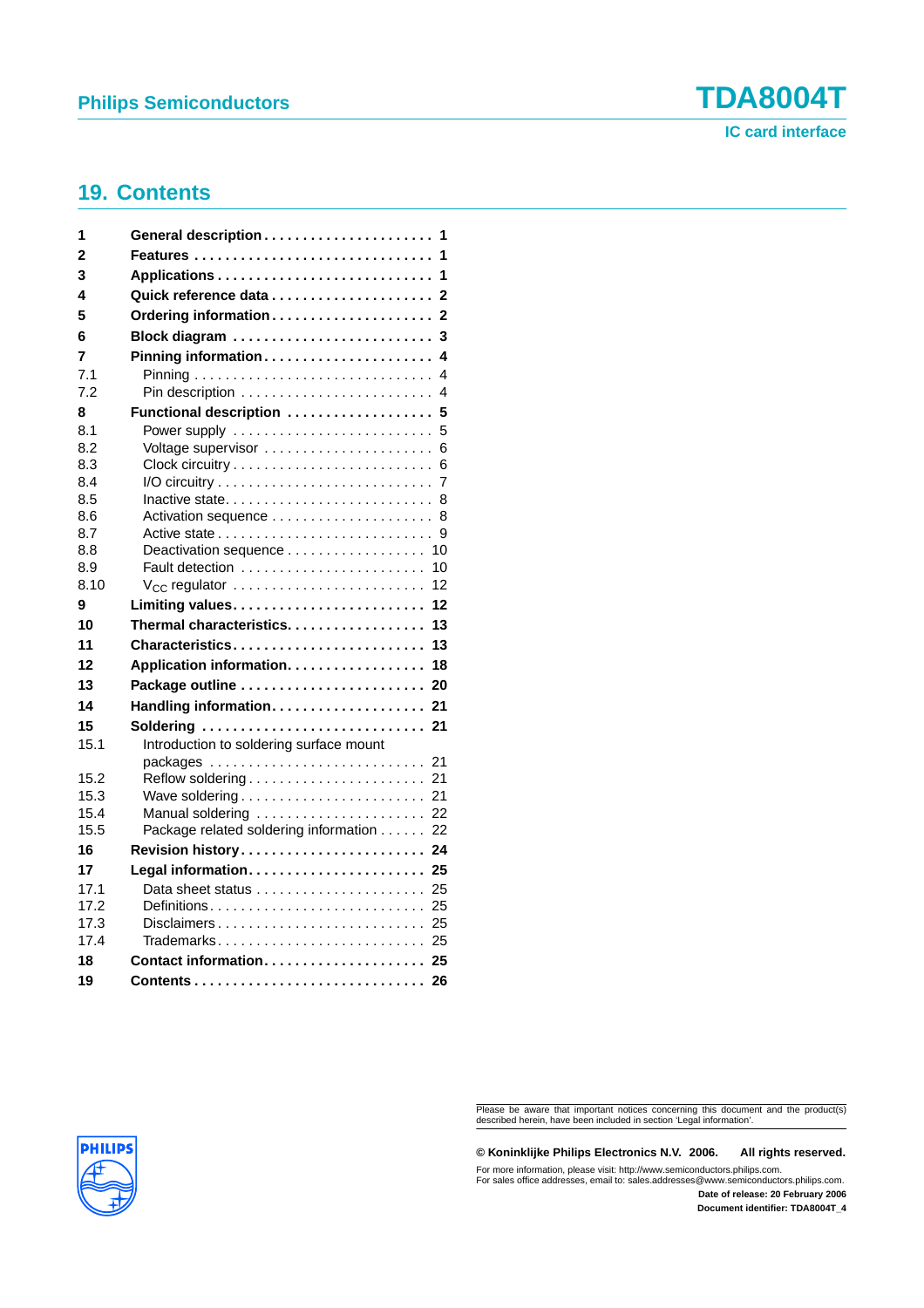## 19. Contents

- **1 General description . . . 1**
- **2 Features . . . 1**
- **3 Applications . . . 1**
- **4 Quick reference data . . . 2**
- **5 Ordering information . . . 2**
- **6 Block diagram . . . 3**
- **7 Pinning information . . . 4**
  - 7.1 Pinning . . . 4
  - 7.2 Pin description . . . 4
- **8 Functional description . . . 5**
  - 8.1 Power supply . . . 5
  - 8.2 Voltage supervisor . . . 6
  - 8.3 Clock circuitry . . . 6
  - 8.4 I/O circuitry . . . 7
  - 8.5 Inactive state . . . 8
  - 8.6 Activation sequence . . . 8
  - 8.7 Active state . . . 9
  - 8.8 Deactivation sequence . . . 10
  - 8.9 Fault detection . . . 10
  - 8.10 $V_{CC}$ regulator . . . 12
- **9 Limiting values . . . 12**
- **10 Thermal characteristics . . . 13**
- **11 Characteristics . . . 13**
- **12 Application information . . . 18**
- **13 Package outline . . . 20**
- **14 Handling information . . . 21**
- **15 Soldering . . . 21**
  - 15.1 Introduction to soldering surface mount packages . . . 21
  - 15.2 Reflow soldering . . . 21
  - 15.3 Wave soldering . . . 21
  - 15.4 Manual soldering . . . 22
  - 15.5 Package related soldering information . . . 22
- **16 Revision history . . . 24**
- **17 Legal information . . . 25**
  - 17.1 Data sheet status . . . 25
  - 17.2 Definitions . . . 25
  - 17.3 Disclaimers . . . 25
  - 17.4 Trademarks . . . 25
- **18 Contact information . . . 25**
- **19 Contents . . . 26**

Please be aware that important notices concerning this document and the product(s) described herein, have been included in section 'Legal information'.

**© Koninklijke Philips Electronics N.V. 2006. All rights reserved.**

For more information, please visit: http://www.semiconductors.philips.com.
For sales office addresses, email to: sales.addresses@www.semiconductors.philips.com.

**Date of release: 20 February 2006**

**Document identifier: TDA8004T_4**